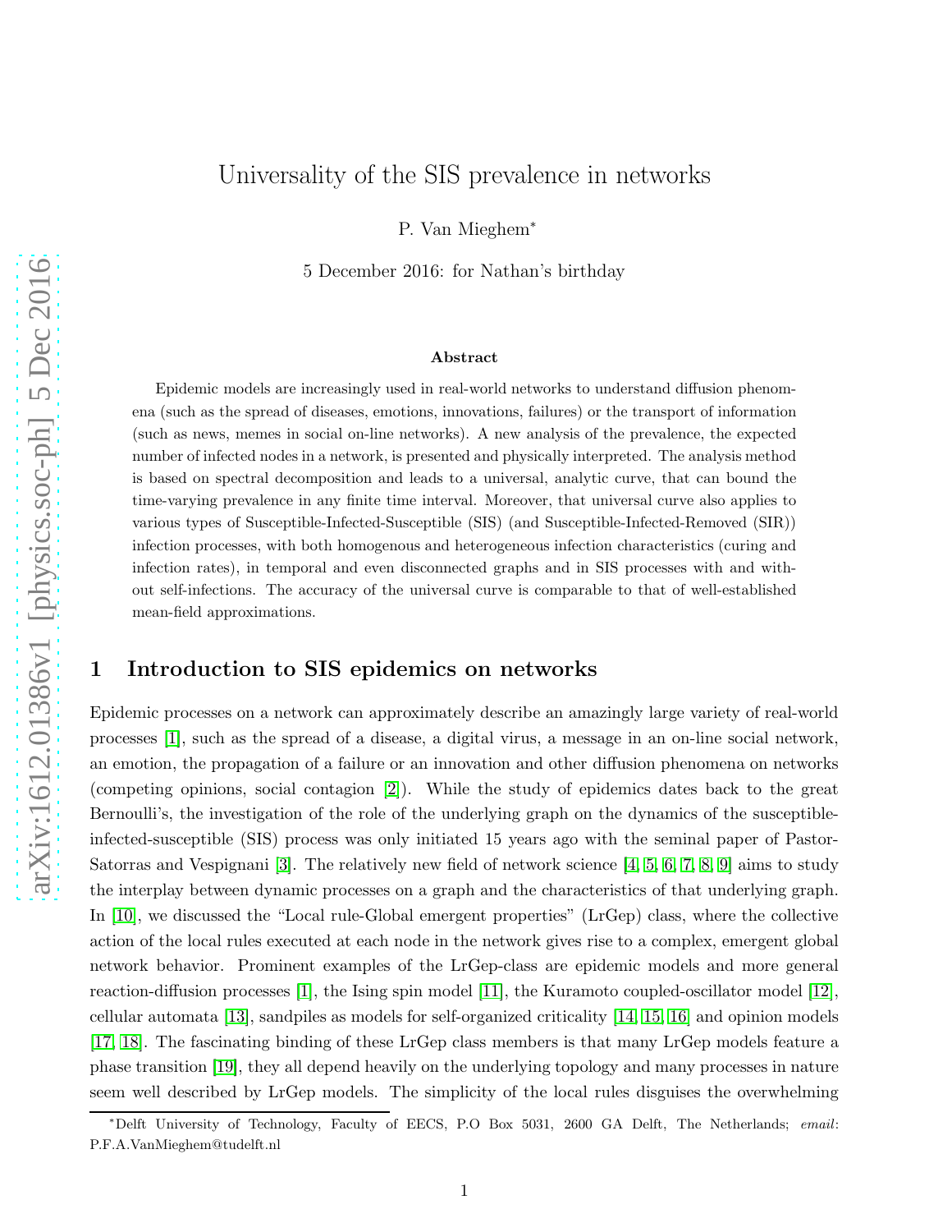# Universality of the SIS prevalence in networks

P. Van Mieghem*

5 December 2016: for Nathan's birthday

## Abstract

Epidemic models are increasingly used in real-world networks to understand diffusion phenomena (such as the spread of diseases, emotions, innovations, failures) or the transport of information (such as news, memes in social on-line networks). A new analysis of the prevalence, the expected number of infected nodes in a network, is presented and physically interpreted. The analysis method is based on spectral decomposition and leads to a universal, analytic curve, that can bound the time-varying prevalence in any finite time interval. Moreover, that universal curve also applies to various types of Susceptible-Infected-Susceptible (SIS) (and Susceptible-Infected-Removed (SIR)) infection processes, with both homogenous and heterogeneous infection characteristics (curing and infection rates), in temporal and even disconnected graphs and in SIS processes with and without self-infections. The accuracy of the universal curve is comparable to that of well-established mean-field approximations.

## 1 Introduction to SIS epidemics on networks

Epidemic processes on a network can approximately describe an amazingly large variety of real-world processes [1], such as the spread of a disease, a digital virus, a message in an on-line social network, an emotion, the propagation of a failure or an innovation and other diffusion phenomena on networks (competing opinions, social contagion [2]). While the study of epidemics dates back to the great Bernoulli's, the investigation of the role of the underlying graph on the dynamics of the susceptible-infected-susceptible (SIS) process was only initiated 15 years ago with the seminal paper of Pastor-Satorras and Vespignani [3]. The relatively new field of network science [4, 5, 6, 7, 8, 9] aims to study the interplay between dynamic processes on a graph and the characteristics of that underlying graph. In [10], we discussed the "Local rule-Global emergent properties" (LrGep) class, where the collective action of the local rules executed at each node in the network gives rise to a complex, emergent global network behavior. Prominent examples of the LrGep-class are epidemic models and more general reaction-diffusion processes [1], the Ising spin model [11], the Kuramoto coupled-oscillator model [12], cellular automata [13], sandpiles as models for self-organized criticality [14, 15, 16] and opinion models [17, 18]. The fascinating binding of these LrGep class members is that many LrGep models feature a phase transition [19], they all depend heavily on the underlying topology and many processes in nature seem well described by LrGep models. The simplicity of the local rules disguises the overwhelming

*Delft University of Technology, Faculty of EECS, P.O Box 5031, 2600 GA Delft, The Netherlands; *email*: P.F.A.VanMieghem@tudelft.nl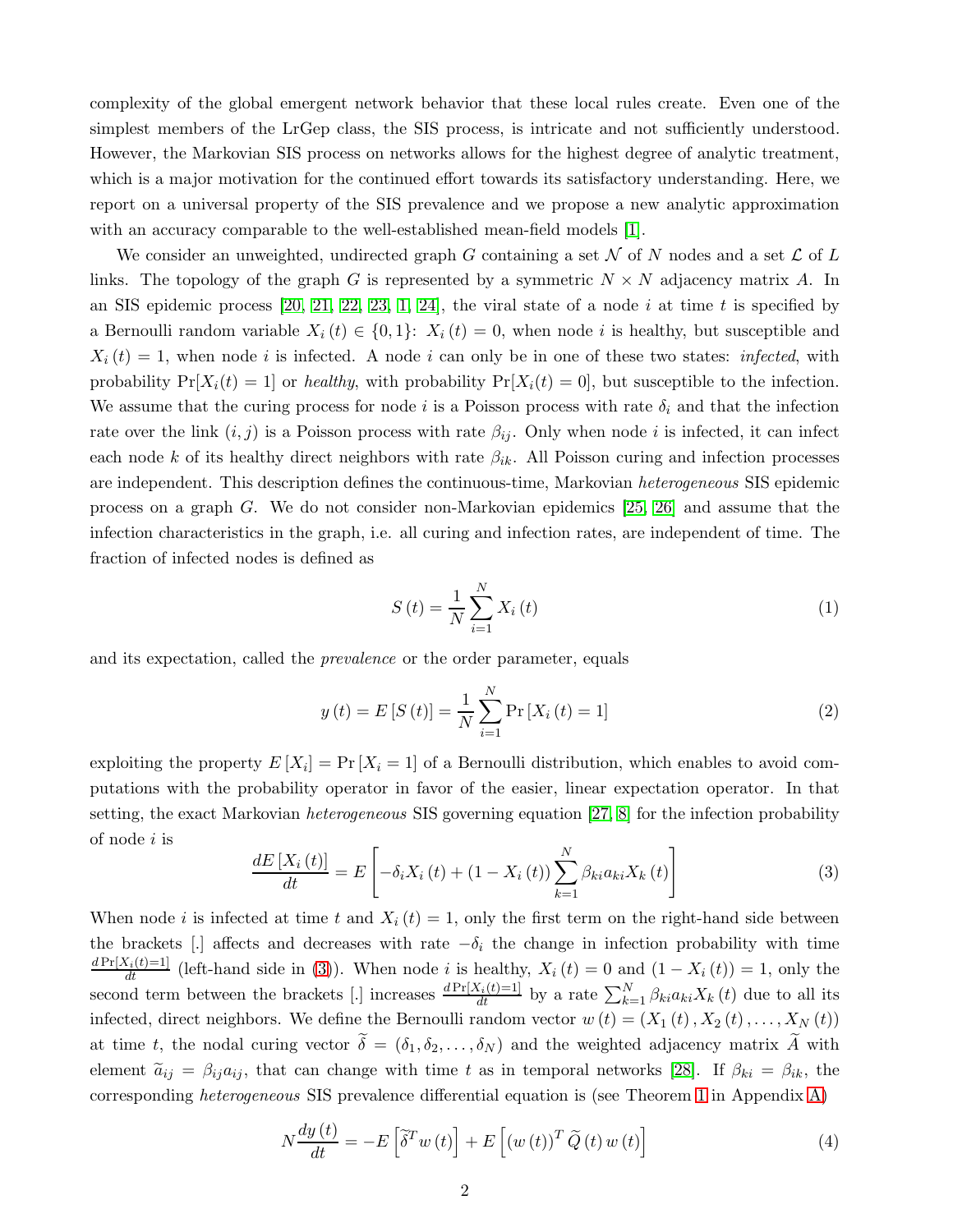complexity of the global emergent network behavior that these local rules create. Even one of the simplest members of the LrGep class, the SIS process, is intricate and not sufficiently understood. However, the Markovian SIS process on networks allows for the highest degree of analytic treatment, which is a major motivation for the continued effort towards its satisfactory understanding. Here, we report on a universal property of the SIS prevalence and we propose a new analytic approximation with an accuracy comparable to the well-established mean-field models [1].

We consider an unweighted, undirected graph $G$ containing a set $\mathcal{N}$ of $N$ nodes and a set $\mathcal{L}$ of $L$ links. The topology of the graph $G$ is represented by a symmetric $N \times N$ adjacency matrix $A$. In an SIS epidemic process [20, 21, 22, 23, 1, 24], the viral state of a node $i$ at time $t$ is specified by a Bernoulli random variable $X_i(t) \in \{0, 1\}$: $X_i(t) = 0$, when node $i$ is healthy, but susceptible and $X_i(t) = 1$, when node $i$ is infected. A node $i$ can only be in one of these two states: *infected*, with probability $\Pr[X_i(t) = 1]$ or *healthy*, with probability $\Pr[X_i(t) = 0]$, but susceptible to the infection. We assume that the curing process for node $i$ is a Poisson process with rate $\delta_i$ and that the infection rate over the link $(i, j)$ is a Poisson process with rate $\beta_{ij}$. Only when node $i$ is infected, it can infect each node $k$ of its healthy direct neighbors with rate $\beta_{ik}$. All Poisson curing and infection processes are independent. This description defines the continuous-time, Markovian *heterogeneous* SIS epidemic process on a graph $G$. We do not consider non-Markovian epidemics [25, 26] and assume that the infection characteristics in the graph, i.e. all curing and infection rates, are independent of time. The fraction of infected nodes is defined as

$$S(t) = \frac{1}{N} \sum_{i=1}^{N} X_i(t) \tag{1}$$

and its expectation, called the *prevalence* or the order parameter, equals

$$y(t) = E[S(t)] = \frac{1}{N} \sum_{i=1}^{N} \Pr[X_i(t) = 1] \tag{2}$$

exploiting the property $E[X_i] = \Pr[X_i = 1]$ of a Bernoulli distribution, which enables to avoid computations with the probability operator in favor of the easier, linear expectation operator. In that setting, the exact Markovian *heterogeneous* SIS governing equation [27, 8] for the infection probability of node $i$ is

$$\frac{dE[X_i(t)]}{dt} = E\left[ -\delta_i X_i(t) + (1 - X_i(t)) \sum_{k=1}^{N} \beta_{ki} a_{ki} X_k(t) \right] \tag{3}$$

When node $i$ is infected at time $t$ and $X_i(t) = 1$, only the first term on the right-hand side between the brackets [.] affects and decreases with rate $-\delta_i$ the change in infection probability with time $\frac{d\Pr[X_i(t)=1]}{dt}$ (left-hand side in (3)). When node $i$ is healthy, $X_i(t) = 0$ and $(1 - X_i(t)) = 1$, only the second term between the brackets [.] increases $\frac{d\Pr[X_i(t)=1]}{dt}$ by a rate $\sum_{k=1}^{N} \beta_{ki} a_{ki} X_k(t)$ due to all its infected, direct neighbors. We define the Bernoulli random vector $w(t) = (X_1(t), X_2(t), \ldots, X_N(t))$ at time $t$, the nodal curing vector $\widetilde{\delta} = (\delta_1, \delta_2, \ldots, \delta_N)$ and the weighted adjacency matrix $\widetilde{A}$ with element $\widetilde{a}_{ij} = \beta_{ij} a_{ij}$, that can change with time $t$ as in temporal networks [28]. If $\beta_{ki} = \beta_{ik}$, the corresponding *heterogeneous* SIS prevalence differential equation is (see Theorem 1 in Appendix A)

$$N \frac{dy(t)}{dt} = -E\left[ \widetilde{\delta}^T w(t) \right] + E\left[ (w(t))^T \widetilde{Q}(t) w(t) \right] \tag{4}$$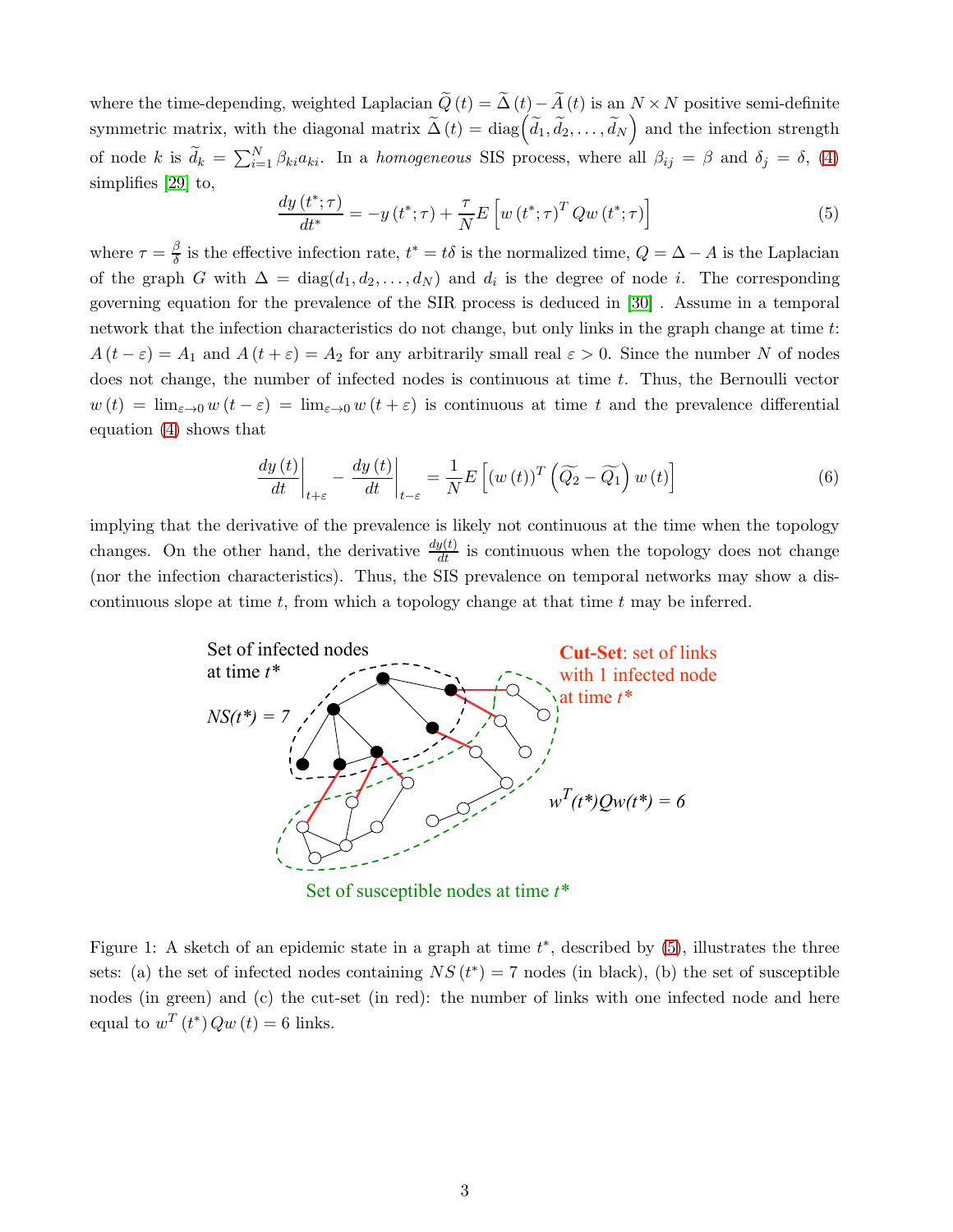where the time-depending, weighted Laplacian $\widetilde{Q}(t) = \widetilde{\Delta}(t) - \widetilde{A}(t)$ is an $N \times N$ positive semi-definite symmetric matrix, with the diagonal matrix $\widetilde{\Delta}(t) = \text{diag}\left(\widetilde{d}_1, \widetilde{d}_2, \ldots, \widetilde{d}_N\right)$ and the infection strength of node $k$ is $\widetilde{d}_k = \sum_{i=1}^{N} \beta_{ki} a_{ki}$. In a *homogeneous* SIS process, where all $\beta_{ij} = \beta$ and $\delta_j = \delta$, (4) simplifies [29] to,

$$\frac{dy(t^*;\tau)}{dt^*} = -y(t^*;\tau) + \frac{\tau}{N} E\left[w(t^*;\tau)^T Q w(t^*;\tau)\right] \tag{5}$$

where $\tau = \frac{\beta}{\delta}$ is the effective infection rate, $t^* = t\delta$ is the normalized time, $Q = \Delta - A$ is the Laplacian of the graph $G$ with $\Delta = \text{diag}(d_1, d_2, \ldots, d_N)$ and $d_i$ is the degree of node $i$. The corresponding governing equation for the prevalence of the SIR process is deduced in [30] . Assume in a temporal network that the infection characteristics do not change, but only links in the graph change at time $t$: $A(t - \varepsilon) = A_1$ and $A(t + \varepsilon) = A_2$ for any arbitrarily small real $\varepsilon > 0$. Since the number $N$ of nodes does not change, the number of infected nodes is continuous at time $t$. Thus, the Bernoulli vector $w(t) = \lim_{\varepsilon \to 0} w(t - \varepsilon) = \lim_{\varepsilon \to 0} w(t + \varepsilon)$ is continuous at time $t$ and the prevalence differential equation (4) shows that

$$\left.\frac{dy(t)}{dt}\right|_{t+\varepsilon} - \left.\frac{dy(t)}{dt}\right|_{t-\varepsilon} = \frac{1}{N} E\left[(w(t))^T \left(\widetilde{Q_2} - \widetilde{Q_1}\right) w(t)\right] \tag{6}$$

implying that the derivative of the prevalence is likely not continuous at the time when the topology changes. On the other hand, the derivative $\frac{dy(t)}{dt}$ is continuous when the topology does not change (nor the infection characteristics). Thus, the SIS prevalence on temporal networks may show a discontinuous slope at time $t$, from which a topology change at that time $t$ may be inferred.

Figure 1: A sketch of an epidemic state in a graph at time $t^*$, described by (5), illustrates the three sets: (a) the set of infected nodes containing $NS(t^*) = 7$ nodes (in black), (b) the set of susceptible nodes (in green) and (c) the cut-set (in red): the number of links with one infected node and here equal to $w^T(t^*) Q w(t) = 6$ links.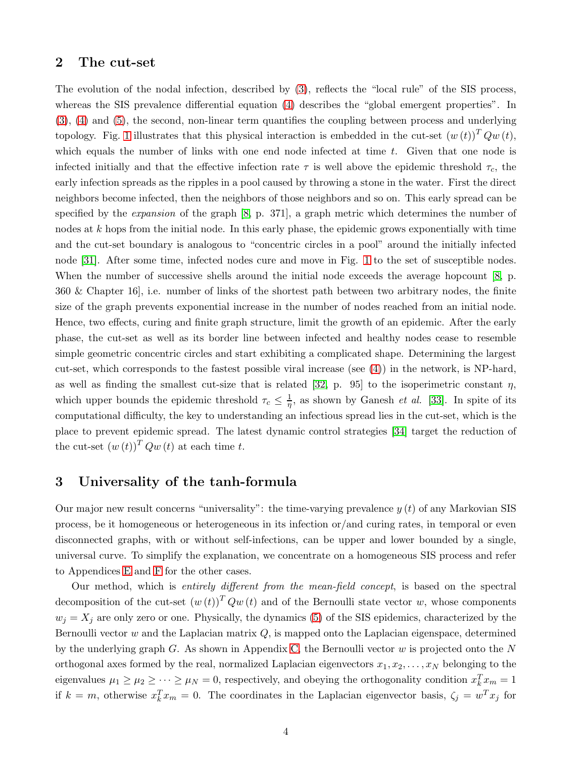## 2 The cut-set

The evolution of the nodal infection, described by (3), reflects the "local rule" of the SIS process, whereas the SIS prevalence differential equation (4) describes the "global emergent properties". In (3), (4) and (5), the second, non-linear term quantifies the coupling between process and underlying topology. Fig. 1 illustrates that this physical interaction is embedded in the cut-set $(w(t))^T Q w(t)$, which equals the number of links with one end node infected at time $t$. Given that one node is infected initially and that the effective infection rate $\tau$ is well above the epidemic threshold $\tau_c$, the early infection spreads as the ripples in a pool caused by throwing a stone in the water. First the direct neighbors become infected, then the neighbors of those neighbors and so on. This early spread can be specified by the *expansion* of the graph [8, p. 371], a graph metric which determines the number of nodes at $k$ hops from the initial node. In this early phase, the epidemic grows exponentially with time and the cut-set boundary is analogous to "concentric circles in a pool" around the initially infected node [31]. After some time, infected nodes cure and move in Fig. 1 to the set of susceptible nodes. When the number of successive shells around the initial node exceeds the average hopcount [8, p. 360 & Chapter 16], i.e. number of links of the shortest path between two arbitrary nodes, the finite size of the graph prevents exponential increase in the number of nodes reached from an initial node. Hence, two effects, curing and finite graph structure, limit the growth of an epidemic. After the early phase, the cut-set as well as its border line between infected and healthy nodes cease to resemble simple geometric concentric circles and start exhibiting a complicated shape. Determining the largest cut-set, which corresponds to the fastest possible viral increase (see (4)) in the network, is NP-hard, as well as finding the smallest cut-size that is related [32, p. 95] to the isoperimetric constant $\eta$, which upper bounds the epidemic threshold $\tau_c \leq \frac{1}{\eta}$, as shown by Ganesh *et al.* [33]. In spite of its computational difficulty, the key to understanding an infectious spread lies in the cut-set, which is the place to prevent epidemic spread. The latest dynamic control strategies [34] target the reduction of the cut-set $(w(t))^T Q w(t)$ at each time $t$.

## 3 Universality of the tanh-formula

Our major new result concerns "universality": the time-varying prevalence $y(t)$ of any Markovian SIS process, be it homogeneous or heterogeneous in its infection or/and curing rates, in temporal or even disconnected graphs, with or without self-infections, can be upper and lower bounded by a single, universal curve. To simplify the explanation, we concentrate on a homogeneous SIS process and refer to Appendices E and F for the other cases.

Our method, which is *entirely different from the mean-field concept*, is based on the spectral decomposition of the cut-set $(w(t))^T Q w(t)$ and of the Bernoulli state vector $w$, whose components $w_j = X_j$ are only zero or one. Physically, the dynamics (5) of the SIS epidemics, characterized by the Bernoulli vector $w$ and the Laplacian matrix $Q$, is mapped onto the Laplacian eigenspace, determined by the underlying graph $G$. As shown in Appendix C, the Bernoulli vector $w$ is projected onto the $N$ orthogonal axes formed by the real, normalized Laplacian eigenvectors $x_1, x_2, \ldots, x_N$ belonging to the eigenvalues $\mu_1 \geq \mu_2 \geq \cdots \geq \mu_N = 0$, respectively, and obeying the orthogonality condition $x_k^T x_m = 1$ if $k = m$, otherwise $x_k^T x_m = 0$. The coordinates in the Laplacian eigenvector basis, $\zeta_j = w^T x_j$ for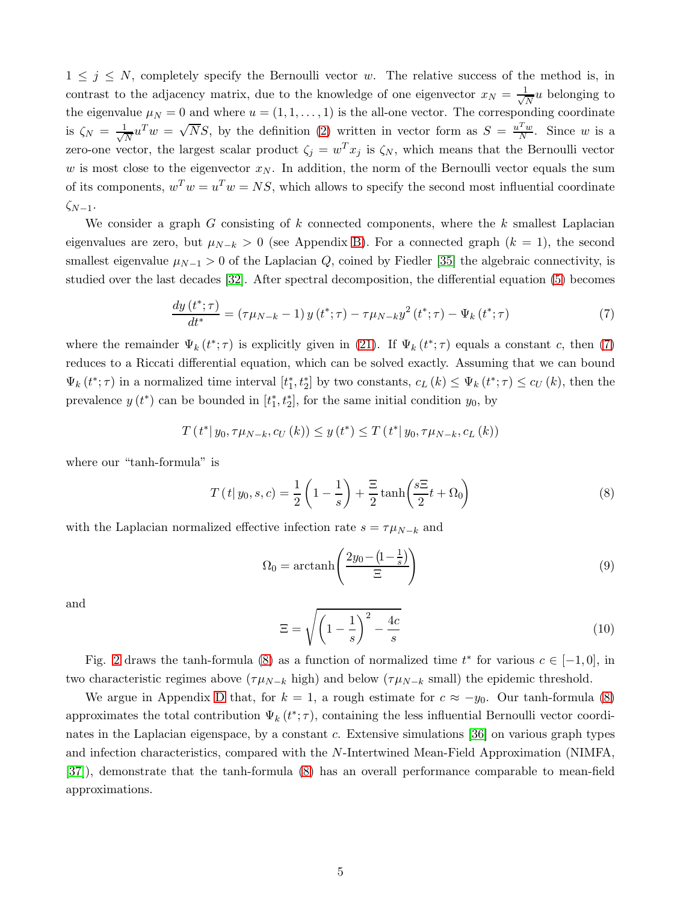$1 \leq j \leq N$, completely specify the Bernoulli vector $w$. The relative success of the method is, in contrast to the adjacency matrix, due to the knowledge of one eigenvector $x_N = \frac{1}{\sqrt{N}} u$ belonging to the eigenvalue $\mu_N = 0$ and where $u = (1, 1, \ldots, 1)$ is the all-one vector. The corresponding coordinate is $\zeta_N = \frac{1}{\sqrt{N}} u^T w = \sqrt{N} S$, by the definition (2) written in vector form as $S = \frac{u^T w}{N}$. Since $w$ is a zero-one vector, the largest scalar product $\zeta_j = w^T x_j$ is $\zeta_N$, which means that the Bernoulli vector $w$ is most close to the eigenvector $x_N$. In addition, the norm of the Bernoulli vector equals the sum of its components, $w^T w = u^T w = NS$, which allows to specify the second most influential coordinate $\zeta_{N-1}$.

We consider a graph $G$ consisting of $k$ connected components, where the $k$ smallest Laplacian eigenvalues are zero, but $\mu_{N-k} > 0$ (see Appendix B). For a connected graph ($k = 1$), the second smallest eigenvalue $\mu_{N-1} > 0$ of the Laplacian $Q$, coined by Fiedler [35] the algebraic connectivity, is studied over the last decades [32]. After spectral decomposition, the differential equation (5) becomes

$$\frac{dy\left(t^*; \tau\right)}{dt^*} = \left(\tau \mu_{N-k} - 1\right) y\left(t^*; \tau\right) - \tau \mu_{N-k} y^2\left(t^*; \tau\right) - \Psi_k\left(t^*; \tau\right) \tag{7}$$

where the remainder $\Psi_k\left(t^*; \tau\right)$ is explicitly given in (21). If $\Psi_k\left(t^*; \tau\right)$ equals a constant $c$, then (7) reduces to a Riccati differential equation, which can be solved exactly. Assuming that we can bound $\Psi_k\left(t^*; \tau\right)$ in a normalized time interval $[t_1^*, t_2^*]$ by two constants, $c_L(k) \leq \Psi_k\left(t^*; \tau\right) \leq c_U(k)$, then the prevalence $y\left(t^*\right)$ can be bounded in $[t_1^*, t_2^*]$, for the same initial condition $y_0$, by

$$T\left(t^* \middle| y_0, \tau\mu_{N-k}, c_U(k)\right) \leq y\left(t^*\right) \leq T\left(t^* \middle| y_0, \tau\mu_{N-k}, c_L(k)\right)$$

where our "tanh-formula" is

$$T\left(t \middle| y_0, s, c\right) = \frac{1}{2}\left(1 - \frac{1}{s}\right) + \frac{\Xi}{2} \tanh\left(\frac{s\Xi}{2} t + \Omega_0\right) \tag{8}$$

with the Laplacian normalized effective infection rate $s = \tau\mu_{N-k}$ and

$$\Omega_0 = \operatorname{arctanh}\left(\frac{2y_0 - \left(1 - \frac{1}{s}\right)}{\Xi}\right) \tag{9}$$

and

$$\Xi = \sqrt{\left(1 - \frac{1}{s}\right)^2 - \frac{4c}{s}} \tag{10}$$

Fig. 2 draws the tanh-formula (8) as a function of normalized time $t^*$ for various $c \in [-1, 0]$, in two characteristic regimes above ($\tau\mu_{N-k}$ high) and below ($\tau\mu_{N-k}$ small) the epidemic threshold.

We argue in Appendix D that, for $k = 1$, a rough estimate for $c \approx -y_0$. Our tanh-formula (8) approximates the total contribution $\Psi_k\left(t^*; \tau\right)$, containing the less influential Bernoulli vector coordinates in the Laplacian eigenspace, by a constant $c$. Extensive simulations [36] on various graph types and infection characteristics, compared with the $N$-Intertwined Mean-Field Approximation (NIMFA, [37]), demonstrate that the tanh-formula (8) has an overall performance comparable to mean-field approximations.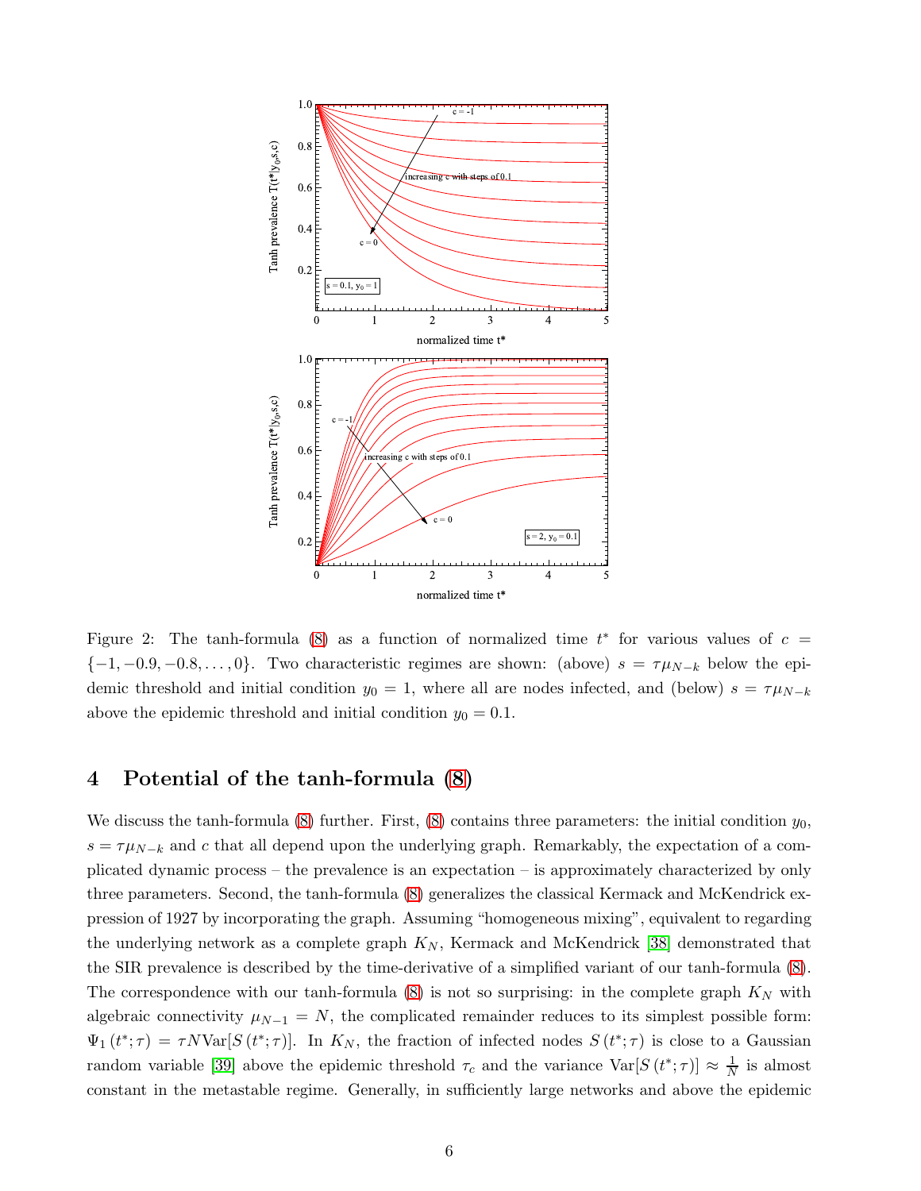Figure 2: The tanh-formula (8) as a function of normalized time $t^*$ for various values of $c = \{-1, -0.9, -0.8, \ldots, 0\}$. Two characteristic regimes are shown: (above) $s = \tau\mu_{N-k}$ below the epidemic threshold and initial condition $y_0 = 1$, where all are nodes infected, and (below) $s = \tau\mu_{N-k}$ above the epidemic threshold and initial condition $y_0 = 0.1$.

## 4 Potential of the tanh-formula (8)

We discuss the tanh-formula (8) further. First, (8) contains three parameters: the initial condition $y_0$, $s = \tau\mu_{N-k}$ and $c$ that all depend upon the underlying graph. Remarkably, the expectation of a complicated dynamic process – the prevalence is an expectation – is approximately characterized by only three parameters. Second, the tanh-formula (8) generalizes the classical Kermack and McKendrick expression of 1927 by incorporating the graph. Assuming "homogeneous mixing", equivalent to regarding the underlying network as a complete graph $K_N$, Kermack and McKendrick [38] demonstrated that the SIR prevalence is described by the time-derivative of a simplified variant of our tanh-formula (8). The correspondence with our tanh-formula (8) is not so surprising: in the complete graph $K_N$ with algebraic connectivity $\mu_{N-1} = N$, the complicated remainder reduces to its simplest possible form: $\Psi_1(t^*;\tau) = \tau N \text{Var}[S(t^*;\tau)]$. In $K_N$, the fraction of infected nodes $S(t^*;\tau)$ is close to a Gaussian random variable [39] above the epidemic threshold $\tau_c$ and the variance $\text{Var}[S(t^*;\tau)] \approx \frac{1}{N}$ is almost constant in the metastable regime. Generally, in sufficiently large networks and above the epidemic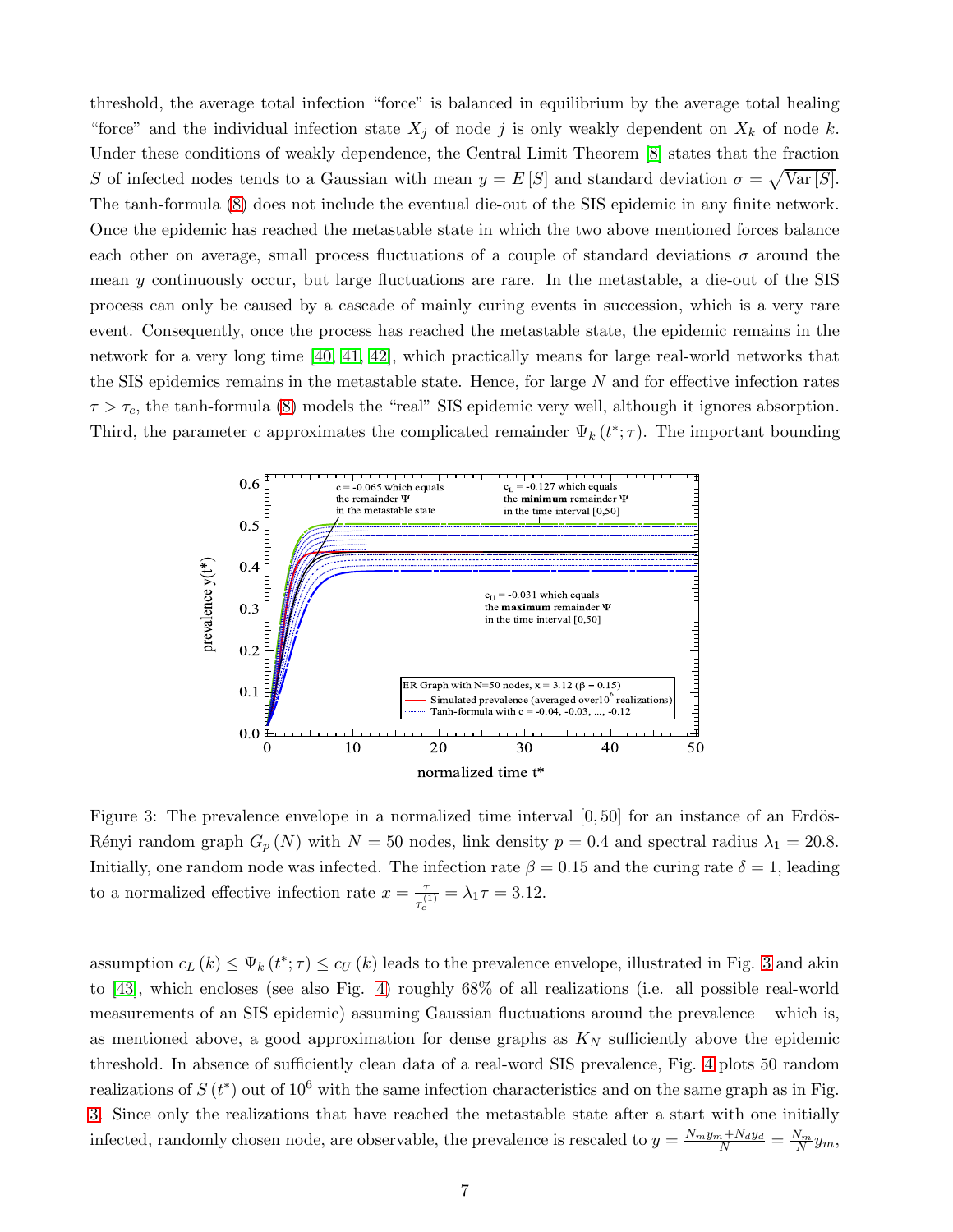threshold, the average total infection "force" is balanced in equilibrium by the average total healing "force" and the individual infection state $X_j$ of node $j$ is only weakly dependent on $X_k$ of node $k$. Under these conditions of weakly dependence, the Central Limit Theorem [8] states that the fraction $S$ of infected nodes tends to a Gaussian with mean $y = E[S]$ and standard deviation $\sigma = \sqrt{\text{Var}[S]}$. The tanh-formula (8) does not include the eventual die-out of the SIS epidemic in any finite network. Once the epidemic has reached the metastable state in which the two above mentioned forces balance each other on average, small process fluctuations of a couple of standard deviations $\sigma$ around the mean $y$ continuously occur, but large fluctuations are rare. In the metastable, a die-out of the SIS process can only be caused by a cascade of mainly curing events in succession, which is a very rare event. Consequently, once the process has reached the metastable state, the epidemic remains in the network for a very long time [40, 41, 42], which practically means for large real-world networks that the SIS epidemics remains in the metastable state. Hence, for large $N$ and for effective infection rates $\tau > \tau_c$, the tanh-formula (8) models the "real" SIS epidemic very well, although it ignores absorption. Third, the parameter $c$ approximates the complicated remainder $\Psi_k(t^*; \tau)$. The important bounding

Figure 3: The prevalence envelope in a normalized time interval $[0, 50]$ for an instance of an Erdös-Rényi random graph $G_p(N)$ with $N = 50$ nodes, link density $p = 0.4$ and spectral radius $\lambda_1 = 20.8$. Initially, one random node was infected. The infection rate $\beta = 0.15$ and the curing rate $\delta = 1$, leading to a normalized effective infection rate $x = \frac{\tau}{\tau_c^{(1)}} = \lambda_1 \tau = 3.12$.

assumption $c_L(k) \leq \Psi_k(t^*; \tau) \leq c_U(k)$ leads to the prevalence envelope, illustrated in Fig. 3 and akin to [43], which encloses (see also Fig. 4) roughly 68% of all realizations (i.e. all possible real-world measurements of an SIS epidemic) assuming Gaussian fluctuations around the prevalence – which is, as mentioned above, a good approximation for dense graphs as $K_N$ sufficiently above the epidemic threshold. In absence of sufficiently clean data of a real-word SIS prevalence, Fig. 4 plots 50 random realizations of $S(t^*)$ out of $10^6$ with the same infection characteristics and on the same graph as in Fig. 3. Since only the realizations that have reached the metastable state after a start with one initially infected, randomly chosen node, are observable, the prevalence is rescaled to $y = \frac{N_m y_m + N_d y_d}{N} = \frac{N_m}{N} y_m$,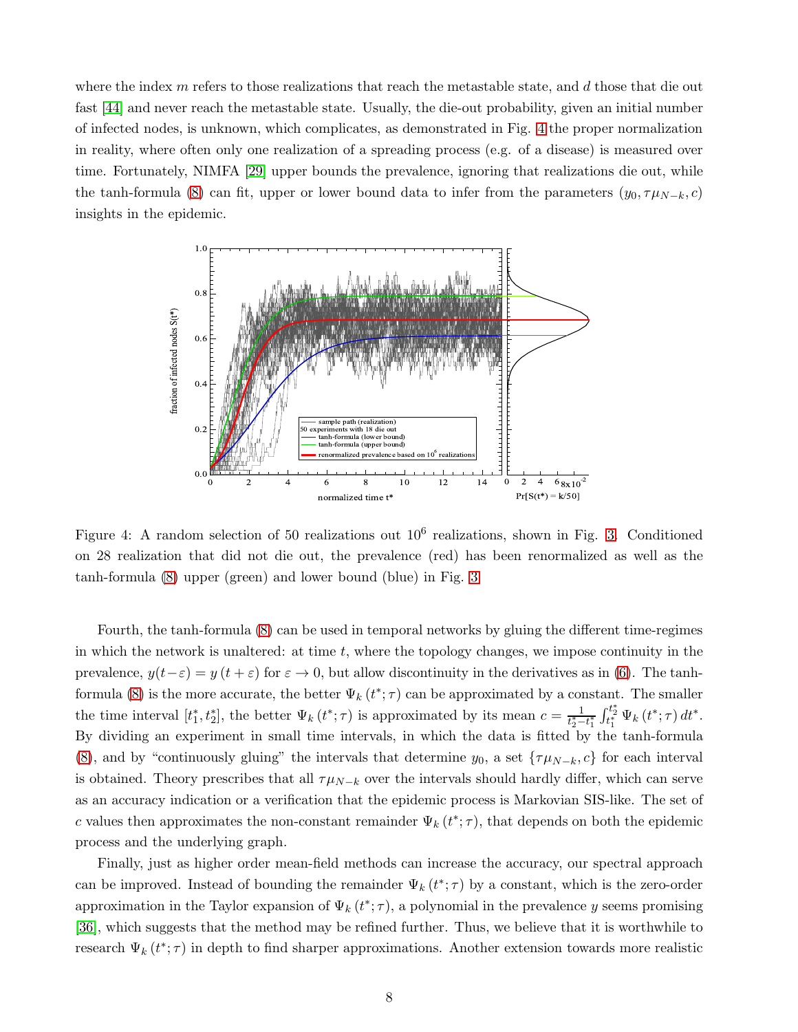where the index $m$ refers to those realizations that reach the metastable state, and $d$ those that die out fast [44] and never reach the metastable state. Usually, the die-out probability, given an initial number of infected nodes, is unknown, which complicates, as demonstrated in Fig. 4 the proper normalization in reality, where often only one realization of a spreading process (e.g. of a disease) is measured over time. Fortunately, NIMFA [29] upper bounds the prevalence, ignoring that realizations die out, while the tanh-formula (8) can fit, upper or lower bound data to infer from the parameters $(y_0, \tau\mu_{N-k}, c)$ insights in the epidemic.

Figure 4: A random selection of 50 realizations out $10^6$ realizations, shown in Fig. 3. Conditioned on 28 realization that did not die out, the prevalence (red) has been renormalized as well as the tanh-formula (8) upper (green) and lower bound (blue) in Fig. 3.

Fourth, the tanh-formula (8) can be used in temporal networks by gluing the different time-regimes in which the network is unaltered: at time $t$, where the topology changes, we impose continuity in the prevalence, $y(t-\varepsilon) = y(t+\varepsilon)$ for $\varepsilon \to 0$, but allow discontinuity in the derivatives as in (6). The tanh-formula (8) is the more accurate, the better $\Psi_k(t^*;\tau)$ can be approximated by a constant. The smaller the time interval $[t_1^*, t_2^*]$, the better $\Psi_k(t^*;\tau)$ is approximated by its mean $c = \frac{1}{t_2^*-t_1^*}\int_{t_1^*}^{t_2^*} \Psi_k(t^*;\tau)\, dt^*$. By dividing an experiment in small time intervals, in which the data is fitted by the tanh-formula (8), and by "continuously gluing" the intervals that determine $y_0$, a set $\{\tau\mu_{N-k}, c\}$ for each interval is obtained. Theory prescribes that all $\tau\mu_{N-k}$ over the intervals should hardly differ, which can serve as an accuracy indication or a verification that the epidemic process is Markovian SIS-like. The set of $c$ values then approximates the non-constant remainder $\Psi_k(t^*;\tau)$, that depends on both the epidemic process and the underlying graph.

Finally, just as higher order mean-field methods can increase the accuracy, our spectral approach can be improved. Instead of bounding the remainder $\Psi_k(t^*;\tau)$ by a constant, which is the zero-order approximation in the Taylor expansion of $\Psi_k(t^*;\tau)$, a polynomial in the prevalence $y$ seems promising [36], which suggests that the method may be refined further. Thus, we believe that it is worthwhile to research $\Psi_k(t^*;\tau)$ in depth to find sharper approximations. Another extension towards more realistic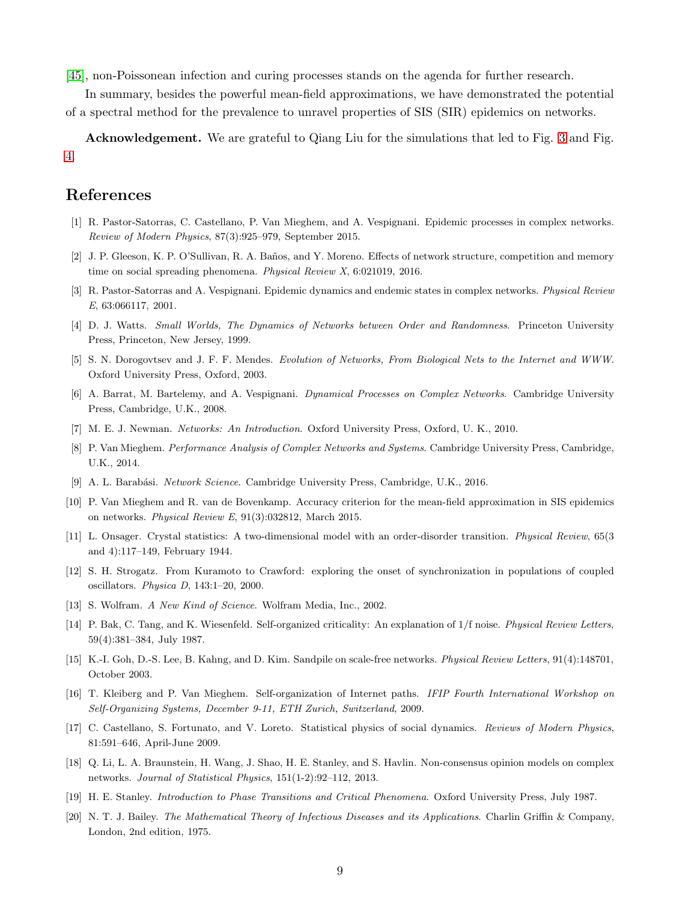[45], non-Poissonean infection and curing processes stands on the agenda for further research.

In summary, besides the powerful mean-field approximations, we have demonstrated the potential of a spectral method for the prevalence to unravel properties of SIS (SIR) epidemics on networks.

**Acknowledgement.** We are grateful to Qiang Liu for the simulations that led to Fig. 3 and Fig. 4.

## References

[1] R. Pastor-Satorras, C. Castellano, P. Van Mieghem, and A. Vespignani. Epidemic processes in complex networks. *Review of Modern Physics*, 87(3):925–979, September 2015.

[2] J. P. Gleeson, K. P. O'Sullivan, R. A. Baños, and Y. Moreno. Effects of network structure, competition and memory time on social spreading phenomena. *Physical Review X*, 6:021019, 2016.

[3] R. Pastor-Satorras and A. Vespignani. Epidemic dynamics and endemic states in complex networks. *Physical Review E*, 63:066117, 2001.

[4] D. J. Watts. *Small Worlds, The Dynamics of Networks between Order and Randomness*. Princeton University Press, Princeton, New Jersey, 1999.

[5] S. N. Dorogovtsev and J. F. F. Mendes. *Evolution of Networks, From Biological Nets to the Internet and WWW*. Oxford University Press, Oxford, 2003.

[6] A. Barrat, M. Bartelemy, and A. Vespignani. *Dynamical Processes on Complex Networks*. Cambridge University Press, Cambridge, U.K., 2008.

[7] M. E. J. Newman. *Networks: An Introduction*. Oxford University Press, Oxford, U. K., 2010.

[8] P. Van Mieghem. *Performance Analysis of Complex Networks and Systems*. Cambridge University Press, Cambridge, U.K., 2014.

[9] A. L. Barabási. *Network Science*. Cambridge University Press, Cambridge, U.K., 2016.

[10] P. Van Mieghem and R. van de Bovenkamp. Accuracy criterion for the mean-field approximation in SIS epidemics on networks. *Physical Review E*, 91(3):032812, March 2015.

[11] L. Onsager. Crystal statistics: A two-dimensional model with an order-disorder transition. *Physical Review*, 65(3 and 4):117–149, February 1944.

[12] S. H. Strogatz. From Kuramoto to Crawford: exploring the onset of synchronization in populations of coupled oscillators. *Physica D*, 143:1–20, 2000.

[13] S. Wolfram. *A New Kind of Science*. Wolfram Media, Inc., 2002.

[14] P. Bak, C. Tang, and K. Wiesenfeld. Self-organized criticality: An explanation of 1/f noise. *Physical Review Letters*, 59(4):381–384, July 1987.

[15] K.-I. Goh, D.-S. Lee, B. Kahng, and D. Kim. Sandpile on scale-free networks. *Physical Review Letters*, 91(4):148701, October 2003.

[16] T. Kleiberg and P. Van Mieghem. Self-organization of Internet paths. *IFIP Fourth International Workshop on Self-Organizing Systems, December 9-11, ETH Zurich, Switzerland*, 2009.

[17] C. Castellano, S. Fortunato, and V. Loreto. Statistical physics of social dynamics. *Reviews of Modern Physics*, 81:591–646, April-June 2009.

[18] Q. Li, L. A. Braunstein, H. Wang, J. Shao, H. E. Stanley, and S. Havlin. Non-consensus opinion models on complex networks. *Journal of Statistical Physics*, 151(1-2):92–112, 2013.

[19] H. E. Stanley. *Introduction to Phase Transitions and Critical Phenomena*. Oxford University Press, July 1987.

[20] N. T. J. Bailey. *The Mathematical Theory of Infectious Diseases and its Applications*. Charlin Griffin & Company, London, 2nd edition, 1975.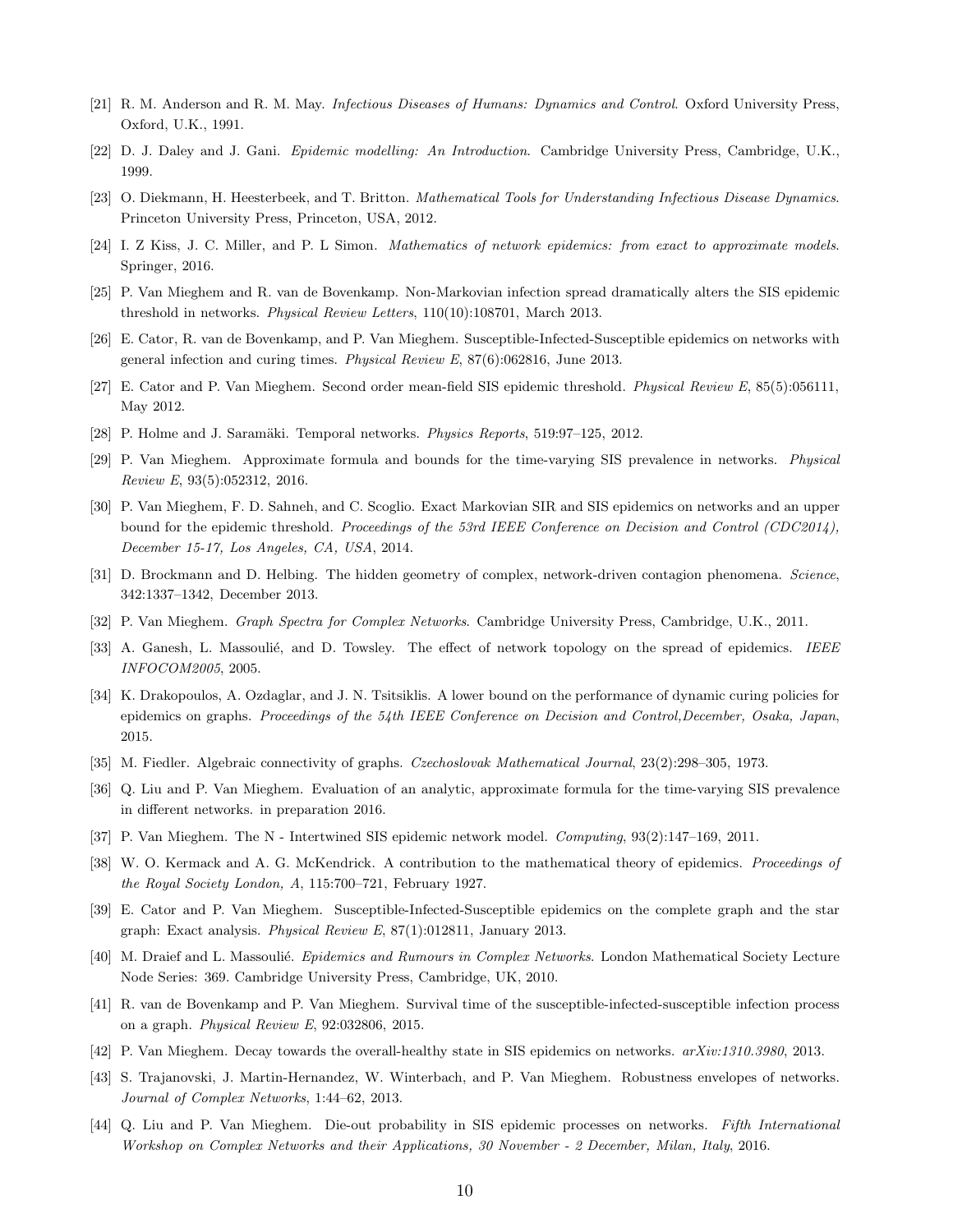[21] R. M. Anderson and R. M. May. *Infectious Diseases of Humans: Dynamics and Control*. Oxford University Press, Oxford, U.K., 1991.

[22] D. J. Daley and J. Gani. *Epidemic modelling: An Introduction*. Cambridge University Press, Cambridge, U.K., 1999.

[23] O. Diekmann, H. Heesterbeek, and T. Britton. *Mathematical Tools for Understanding Infectious Disease Dynamics*. Princeton University Press, Princeton, USA, 2012.

[24] I. Z Kiss, J. C. Miller, and P. L Simon. *Mathematics of network epidemics: from exact to approximate models*. Springer, 2016.

[25] P. Van Mieghem and R. van de Bovenkamp. Non-Markovian infection spread dramatically alters the SIS epidemic threshold in networks. *Physical Review Letters*, 110(10):108701, March 2013.

[26] E. Cator, R. van de Bovenkamp, and P. Van Mieghem. Susceptible-Infected-Susceptible epidemics on networks with general infection and curing times. *Physical Review E*, 87(6):062816, June 2013.

[27] E. Cator and P. Van Mieghem. Second order mean-field SIS epidemic threshold. *Physical Review E*, 85(5):056111, May 2012.

[28] P. Holme and J. Saramäki. Temporal networks. *Physics Reports*, 519:97–125, 2012.

[29] P. Van Mieghem. Approximate formula and bounds for the time-varying SIS prevalence in networks. *Physical Review E*, 93(5):052312, 2016.

[30] P. Van Mieghem, F. D. Sahneh, and C. Scoglio. Exact Markovian SIR and SIS epidemics on networks and an upper bound for the epidemic threshold. *Proceedings of the 53rd IEEE Conference on Decision and Control (CDC2014), December 15-17, Los Angeles, CA, USA*, 2014.

[31] D. Brockmann and D. Helbing. The hidden geometry of complex, network-driven contagion phenomena. *Science*, 342:1337–1342, December 2013.

[32] P. Van Mieghem. *Graph Spectra for Complex Networks*. Cambridge University Press, Cambridge, U.K., 2011.

[33] A. Ganesh, L. Massoulié, and D. Towsley. The effect of network topology on the spread of epidemics. *IEEE INFOCOM2005*, 2005.

[34] K. Drakopoulos, A. Ozdaglar, and J. N. Tsitsiklis. A lower bound on the performance of dynamic curing policies for epidemics on graphs. *Proceedings of the 54th IEEE Conference on Decision and Control,December, Osaka, Japan*, 2015.

[35] M. Fiedler. Algebraic connectivity of graphs. *Czechoslovak Mathematical Journal*, 23(2):298–305, 1973.

[36] Q. Liu and P. Van Mieghem. Evaluation of an analytic, approximate formula for the time-varying SIS prevalence in different networks. in preparation 2016.

[37] P. Van Mieghem. The N - Intertwined SIS epidemic network model. *Computing*, 93(2):147–169, 2011.

[38] W. O. Kermack and A. G. McKendrick. A contribution to the mathematical theory of epidemics. *Proceedings of the Royal Society London, A*, 115:700–721, February 1927.

[39] E. Cator and P. Van Mieghem. Susceptible-Infected-Susceptible epidemics on the complete graph and the star graph: Exact analysis. *Physical Review E*, 87(1):012811, January 2013.

[40] M. Draief and L. Massoulié. *Epidemics and Rumours in Complex Networks*. London Mathematical Society Lecture Node Series: 369. Cambridge University Press, Cambridge, UK, 2010.

[41] R. van de Bovenkamp and P. Van Mieghem. Survival time of the susceptible-infected-susceptible infection process on a graph. *Physical Review E*, 92:032806, 2015.

[42] P. Van Mieghem. Decay towards the overall-healthy state in SIS epidemics on networks. *arXiv:1310.3980*, 2013.

[43] S. Trajanovski, J. Martin-Hernandez, W. Winterbach, and P. Van Mieghem. Robustness envelopes of networks. *Journal of Complex Networks*, 1:44–62, 2013.

[44] Q. Liu and P. Van Mieghem. Die-out probability in SIS epidemic processes on networks. *Fifth International Workshop on Complex Networks and their Applications, 30 November - 2 December, Milan, Italy*, 2016.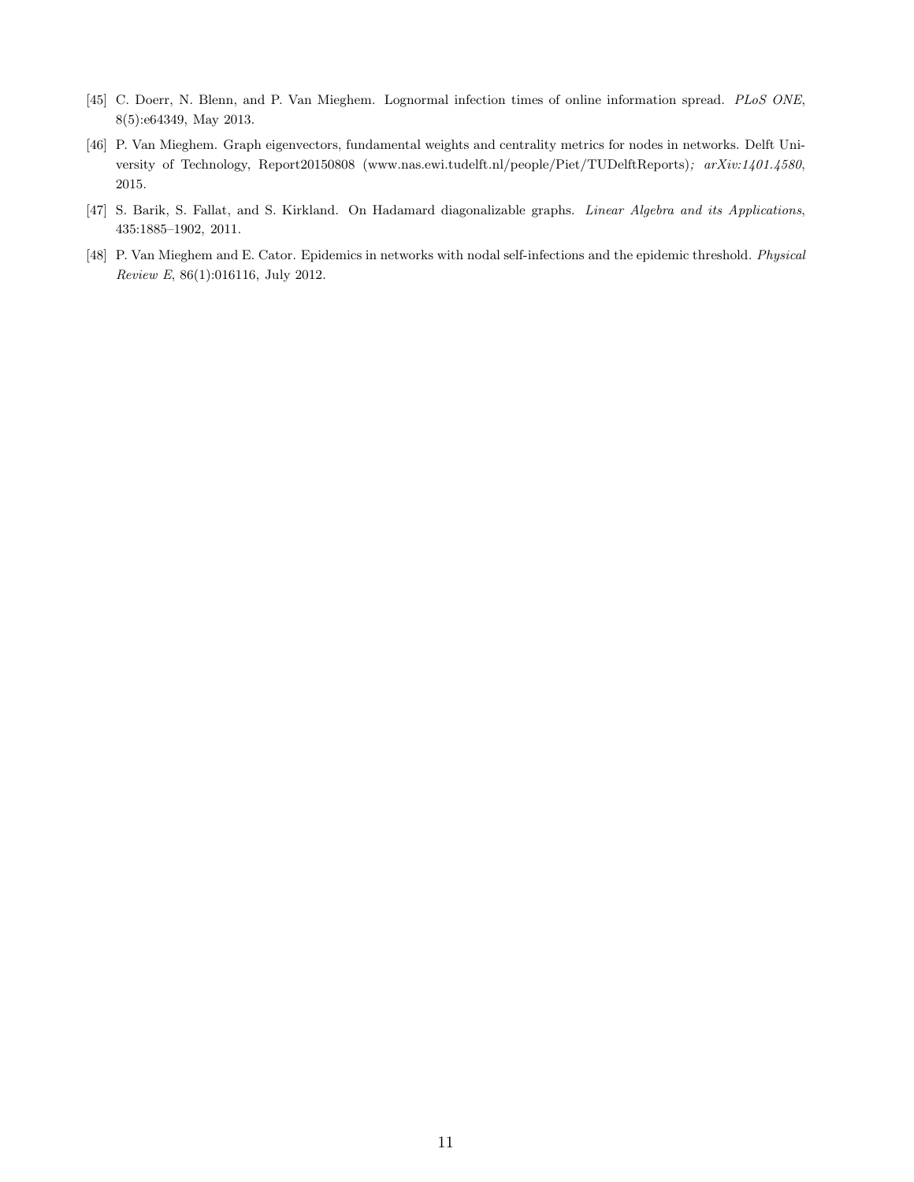[45] C. Doerr, N. Blenn, and P. Van Mieghem. Lognormal infection times of online information spread. *PLoS ONE*, 8(5):e64349, May 2013.

[46] P. Van Mieghem. Graph eigenvectors, fundamental weights and centrality metrics for nodes in networks. Delft University of Technology, Report20150808 (www.nas.ewi.tudelft.nl/people/Piet/TUDelftReports)*; arXiv:1401.4580*, 2015.

[47] S. Barik, S. Fallat, and S. Kirkland. On Hadamard diagonalizable graphs. *Linear Algebra and its Applications*, 435:1885–1902, 2011.

[48] P. Van Mieghem and E. Cator. Epidemics in networks with nodal self-infections and the epidemic threshold. *Physical Review E*, 86(1):016116, July 2012.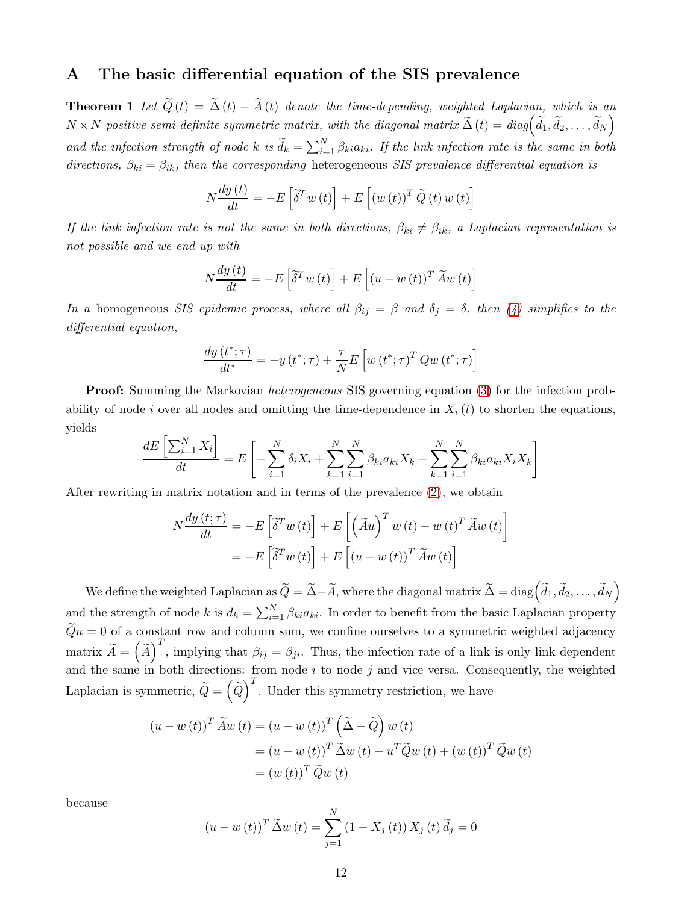# A The basic differential equation of the SIS prevalence

**Theorem 1** *Let $\widetilde{Q}(t) = \widetilde{\Delta}(t) - \widetilde{A}(t)$ denote the time-depending, weighted Laplacian, which is an $N \times N$ positive semi-definite symmetric matrix, with the diagonal matrix $\widetilde{\Delta}(t) = diag\left(\widetilde{d}_1, \widetilde{d}_2, \ldots, \widetilde{d}_N\right)$ and the infection strength of node $k$ is $\widetilde{d}_k = \sum_{i=1}^{N} \beta_{ki} a_{ki}$. If the link infection rate is the same in both directions, $\beta_{ki} = \beta_{ik}$, then the corresponding* heterogeneous *SIS prevalence differential equation is*

$$N\frac{dy(t)}{dt} = -E\left[\widetilde{\delta}^T w(t)\right] + E\left[(w(t))^T \widetilde{Q}(t)\, w(t)\right]$$

*If the link infection rate is not the same in both directions, $\beta_{ki} \neq \beta_{ik}$, a Laplacian representation is not possible and we end up with*

$$N\frac{dy(t)}{dt} = -E\left[\widetilde{\delta}^T w(t)\right] + E\left[(u - w(t))^T \widetilde{A} w(t)\right]$$

*In a* homogeneous *SIS epidemic process, where all $\beta_{ij} = \beta$ and $\delta_j = \delta$, then (4) simplifies to the differential equation,*

$$\frac{dy(t^*;\tau)}{dt^*} = -y(t^*;\tau) + \frac{\tau}{N} E\left[w(t^*;\tau)^T Q w(t^*;\tau)\right]$$

**Proof:** Summing the Markovian *heterogeneous* SIS governing equation (3) for the infection probability of node $i$ over all nodes and omitting the time-dependence in $X_i(t)$ to shorten the equations, yields

$$\frac{dE\left[\sum_{i=1}^{N} X_i\right]}{dt} = E\left[-\sum_{i=1}^{N} \delta_i X_i + \sum_{k=1}^{N}\sum_{i=1}^{N} \beta_{ki} a_{ki} X_k - \sum_{k=1}^{N}\sum_{i=1}^{N} \beta_{ki} a_{ki} X_i X_k\right]$$

After rewriting in matrix notation and in terms of the prevalence (2), we obtain

$$\begin{aligned}
N\frac{dy(t;\tau)}{dt} &= -E\left[\widetilde{\delta}^T w(t)\right] + E\left[\left(\widetilde{A}u\right)^T w(t) - w(t)^T \widetilde{A} w(t)\right] \\
&= -E\left[\widetilde{\delta}^T w(t)\right] + E\left[(u - w(t))^T \widetilde{A} w(t)\right]
\end{aligned}$$

We define the weighted Laplacian as $\widetilde{Q} = \widetilde{\Delta} - \widetilde{A}$, where the diagonal matrix $\widetilde{\Delta} = \text{diag}\left(\widetilde{d}_1, \widetilde{d}_2, \ldots, \widetilde{d}_N\right)$ and the strength of node $k$ is $d_k = \sum_{i=1}^{N} \beta_{ki} a_{ki}$. In order to benefit from the basic Laplacian property $\widetilde{Q}u = 0$ of a constant row and column sum, we confine ourselves to a symmetric weighted adjacency matrix $\widetilde{A} = \left(\widetilde{A}\right)^T$, implying that $\beta_{ij} = \beta_{ji}$. Thus, the infection rate of a link is only link dependent and the same in both directions: from node $i$ to node $j$ and vice versa. Consequently, the weighted Laplacian is symmetric, $\widetilde{Q} = \left(\widetilde{Q}\right)^T$. Under this symmetry restriction, we have

$$\begin{aligned}
(u - w(t))^T \widetilde{A} w(t) &= (u - w(t))^T \left(\widetilde{\Delta} - \widetilde{Q}\right) w(t) \\
&= (u - w(t))^T \widetilde{\Delta} w(t) - u^T \widetilde{Q} w(t) + (w(t))^T \widetilde{Q} w(t) \\
&= (w(t))^T \widetilde{Q} w(t)
\end{aligned}$$

because

$$(u - w(t))^T \widetilde{\Delta} w(t) = \sum_{j=1}^{N} (1 - X_j(t))\, X_j(t)\, \widetilde{d}_j = 0$$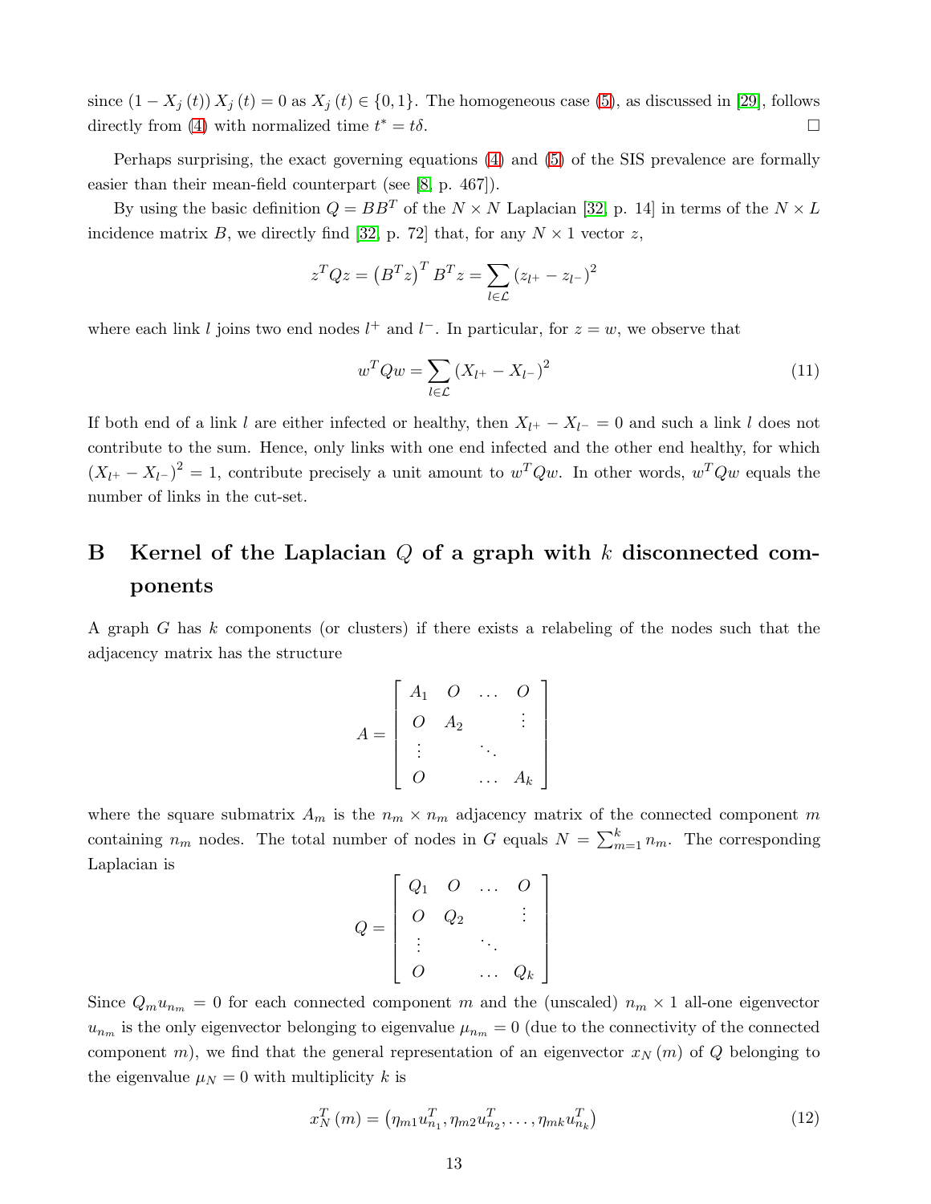since $(1 - X_j(t)) X_j(t) = 0$ as $X_j(t) \in \{0, 1\}$. The homogeneous case (5), as discussed in [29], follows directly from (4) with normalized time $t^* = t\delta$. □

Perhaps surprising, the exact governing equations (4) and (5) of the SIS prevalence are formally easier than their mean-field counterpart (see [8, p. 467]).

By using the basic definition $Q = BB^T$ of the $N \times N$ Laplacian [32, p. 14] in terms of the $N \times L$ incidence matrix $B$, we directly find [32, p. 72] that, for any $N \times 1$ vector $z$,

$$z^T Q z = \left(B^T z\right)^T B^T z = \sum_{l \in \mathcal{L}} \left(z_{l^+} - z_{l^-}\right)^2$$

where each link $l$ joins two end nodes $l^+$ and $l^-$. In particular, for $z = w$, we observe that

$$w^T Q w = \sum_{l \in \mathcal{L}} \left(X_{l^+} - X_{l^-}\right)^2 \tag{11}$$

If both end of a link $l$ are either infected or healthy, then $X_{l^+} - X_{l^-} = 0$ and such a link $l$ does not contribute to the sum. Hence, only links with one end infected and the other end healthy, for which $\left(X_{l^+} - X_{l^-}\right)^2 = 1$, contribute precisely a unit amount to $w^T Q w$. In other words, $w^T Q w$ equals the number of links in the cut-set.

# B Kernel of the Laplacian $Q$ of a graph with $k$ disconnected components

A graph $G$ has $k$ components (or clusters) if there exists a relabeling of the nodes such that the adjacency matrix has the structure

$$A = \begin{bmatrix} A_1 & O & \dots & O \\ O & A_2 & & \vdots \\ \vdots & & \ddots & \\ O & & \dots & A_k \end{bmatrix}$$

where the square submatrix $A_m$ is the $n_m \times n_m$ adjacency matrix of the connected component $m$ containing $n_m$ nodes. The total number of nodes in $G$ equals $N = \sum_{m=1}^{k} n_m$. The corresponding Laplacian is

$$Q = \begin{bmatrix} Q_1 & O & \dots & O \\ O & Q_2 & & \vdots \\ \vdots & & \ddots & \\ O & & \dots & Q_k \end{bmatrix}$$

Since $Q_m u_{n_m} = 0$ for each connected component $m$ and the (unscaled) $n_m \times 1$ all-one eigenvector $u_{n_m}$ is the only eigenvector belonging to eigenvalue $\mu_{n_m} = 0$ (due to the connectivity of the connected component $m$), we find that the general representation of an eigenvector $x_N(m)$ of $Q$ belonging to the eigenvalue $\mu_N = 0$ with multiplicity $k$ is

$$x_N^T(m) = \left(\eta_{m1} u_{n_1}^T, \eta_{m2} u_{n_2}^T, \dots, \eta_{mk} u_{n_k}^T\right) \tag{12}$$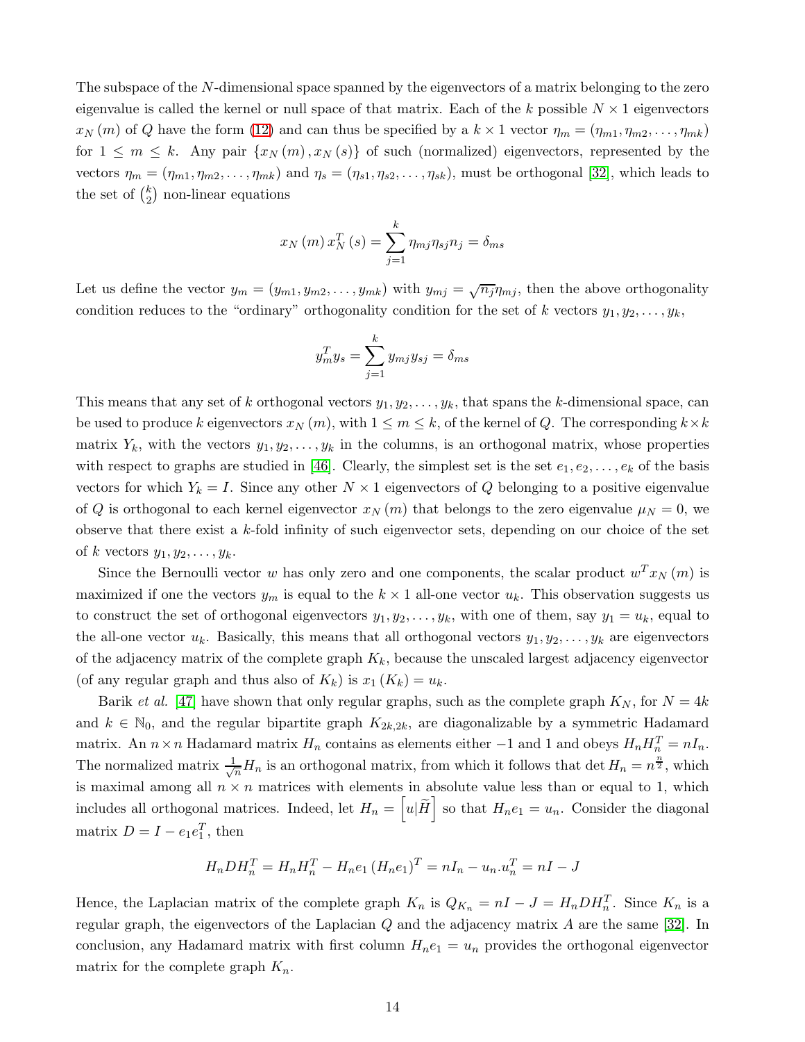The subspace of the $N$-dimensional space spanned by the eigenvectors of a matrix belonging to the zero eigenvalue is called the kernel or null space of that matrix. Each of the $k$ possible $N \times 1$ eigenvectors $x_N(m)$ of $Q$ have the form (12) and can thus be specified by a $k \times 1$ vector $\eta_m = (\eta_{m1}, \eta_{m2}, \ldots, \eta_{mk})$ for $1 \leq m \leq k$. Any pair $\{x_N(m), x_N(s)\}$ of such (normalized) eigenvectors, represented by the vectors $\eta_m = (\eta_{m1}, \eta_{m2}, \ldots, \eta_{mk})$ and $\eta_s = (\eta_{s1}, \eta_{s2}, \ldots, \eta_{sk})$, must be orthogonal [32], which leads to the set of $\binom{k}{2}$ non-linear equations

$$x_N(m)\, x_N^T(s) = \sum_{j=1}^{k} \eta_{mj}\eta_{sj} n_j = \delta_{ms}$$

Let us define the vector $y_m = (y_{m1}, y_{m2}, \ldots, y_{mk})$ with $y_{mj} = \sqrt{n_j}\eta_{mj}$, then the above orthogonality condition reduces to the "ordinary" orthogonality condition for the set of $k$ vectors $y_1, y_2, \ldots, y_k$,

$$y_m^T y_s = \sum_{j=1}^{k} y_{mj} y_{sj} = \delta_{ms}$$

This means that any set of $k$ orthogonal vectors $y_1, y_2, \ldots, y_k$, that spans the $k$-dimensional space, can be used to produce $k$ eigenvectors $x_N(m)$, with $1 \leq m \leq k$, of the kernel of $Q$. The corresponding $k \times k$ matrix $Y_k$, with the vectors $y_1, y_2, \ldots, y_k$ in the columns, is an orthogonal matrix, whose properties with respect to graphs are studied in [46]. Clearly, the simplest set is the set $e_1, e_2, \ldots, e_k$ of the basis vectors for which $Y_k = I$. Since any other $N \times 1$ eigenvectors of $Q$ belonging to a positive eigenvalue of $Q$ is orthogonal to each kernel eigenvector $x_N(m)$ that belongs to the zero eigenvalue $\mu_N = 0$, we observe that there exist a $k$-fold infinity of such eigenvector sets, depending on our choice of the set of $k$ vectors $y_1, y_2, \ldots, y_k$.

Since the Bernoulli vector $w$ has only zero and one components, the scalar product $w^T x_N(m)$ is maximized if one the vectors $y_m$ is equal to the $k \times 1$ all-one vector $u_k$. This observation suggests us to construct the set of orthogonal eigenvectors $y_1, y_2, \ldots, y_k$, with one of them, say $y_1 = u_k$, equal to the all-one vector $u_k$. Basically, this means that all orthogonal vectors $y_1, y_2, \ldots, y_k$ are eigenvectors of the adjacency matrix of the complete graph $K_k$, because the unscaled largest adjacency eigenvector (of any regular graph and thus also of $K_k$) is $x_1(K_k) = u_k$.

Barik *et al.* [47] have shown that only regular graphs, such as the complete graph $K_N$, for $N = 4k$ and $k \in \mathbb{N}_0$, and the regular bipartite graph $K_{2k,2k}$, are diagonalizable by a symmetric Hadamard matrix. An $n \times n$ Hadamard matrix $H_n$ contains as elements either $-1$ and $1$ and obeys $H_n H_n^T = nI_n$. The normalized matrix $\frac{1}{\sqrt{n}} H_n$ is an orthogonal matrix, from which it follows that $\det H_n = n^{\frac{n}{2}}$, which is maximal among all $n \times n$ matrices with elements in absolute value less than or equal to 1, which includes all orthogonal matrices. Indeed, let $H_n = \left[ u | \widetilde{H} \right]$ so that $H_n e_1 = u_n$. Consider the diagonal matrix $D = I - e_1 e_1^T$, then

$$H_n D H_n^T = H_n H_n^T - H_n e_1 (H_n e_1)^T = nI_n - u_n . u_n^T = nI - J$$

Hence, the Laplacian matrix of the complete graph $K_n$ is $Q_{K_n} = nI - J = H_n D H_n^T$. Since $K_n$ is a regular graph, the eigenvectors of the Laplacian $Q$ and the adjacency matrix $A$ are the same [32]. In conclusion, any Hadamard matrix with first column $H_n e_1 = u_n$ provides the orthogonal eigenvector matrix for the complete graph $K_n$.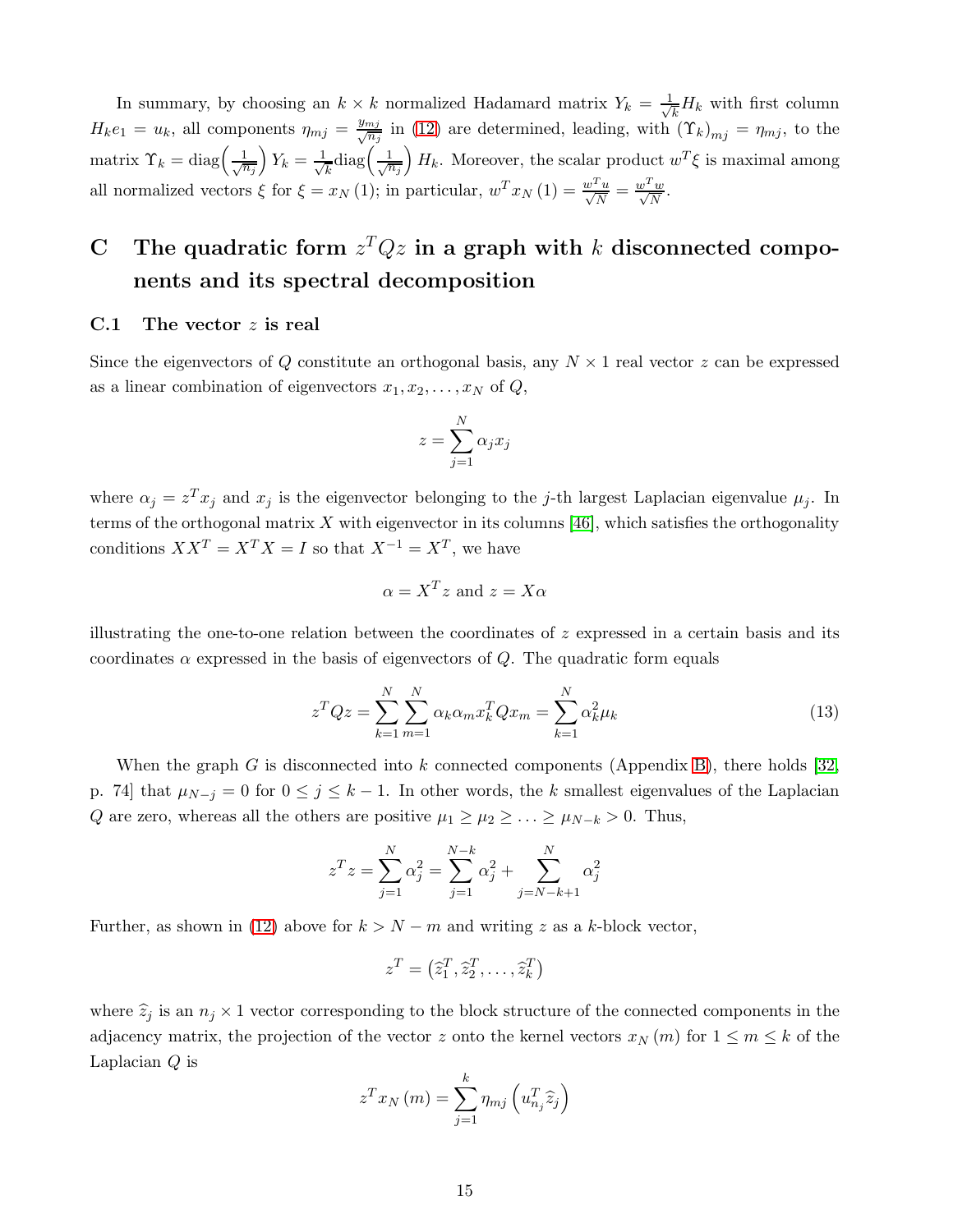In summary, by choosing an $k \times k$ normalized Hadamard matrix $Y_k = \frac{1}{\sqrt{k}} H_k$ with first column $H_k e_1 = u_k$, all components $\eta_{mj} = \frac{y_{mj}}{\sqrt{n_j}}$ in (12) are determined, leading, with $(\Upsilon_k)_{mj} = \eta_{mj}$, to the matrix $\Upsilon_k = \text{diag}\left(\frac{1}{\sqrt{n_j}}\right) Y_k = \frac{1}{\sqrt{k}} \text{diag}\left(\frac{1}{\sqrt{n_j}}\right) H_k$. Moreover, the scalar product $w^T \xi$ is maximal among all normalized vectors $\xi$ for $\xi = x_N(1)$; in particular, $w^T x_N(1) = \frac{w^T u}{\sqrt{N}} = \frac{w^T w}{\sqrt{N}}$.

# C The quadratic form $z^T Q z$ in a graph with $k$ disconnected components and its spectral decomposition

## C.1 The vector $z$ is real

Since the eigenvectors of $Q$ constitute an orthogonal basis, any $N \times 1$ real vector $z$ can be expressed as a linear combination of eigenvectors $x_1, x_2, \ldots, x_N$ of $Q$,

$$z = \sum_{j=1}^{N} \alpha_j x_j$$

where $\alpha_j = z^T x_j$ and $x_j$ is the eigenvector belonging to the $j$-th largest Laplacian eigenvalue $\mu_j$. In terms of the orthogonal matrix $X$ with eigenvector in its columns [46], which satisfies the orthogonality conditions $XX^T = X^T X = I$ so that $X^{-1} = X^T$, we have

$$\alpha = X^T z \text{ and } z = X\alpha$$

illustrating the one-to-one relation between the coordinates of $z$ expressed in a certain basis and its coordinates $\alpha$ expressed in the basis of eigenvectors of $Q$. The quadratic form equals

$$z^T Q z = \sum_{k=1}^{N} \sum_{m=1}^{N} \alpha_k \alpha_m x_k^T Q x_m = \sum_{k=1}^{N} \alpha_k^2 \mu_k \tag{13}$$

When the graph $G$ is disconnected into $k$ connected components (Appendix B), there holds [32, p. 74] that $\mu_{N-j} = 0$ for $0 \leq j \leq k-1$. In other words, the $k$ smallest eigenvalues of the Laplacian $Q$ are zero, whereas all the others are positive $\mu_1 \geq \mu_2 \geq \ldots \geq \mu_{N-k} > 0$. Thus,

$$z^T z = \sum_{j=1}^{N} \alpha_j^2 = \sum_{j=1}^{N-k} \alpha_j^2 + \sum_{j=N-k+1}^{N} \alpha_j^2$$

Further, as shown in (12) above for $k > N - m$ and writing $z$ as a $k$-block vector,

$$z^T = \left(\widehat{z}_1^T, \widehat{z}_2^T, \ldots, \widehat{z}_k^T\right)$$

where $\widehat{z}_j$ is an $n_j \times 1$ vector corresponding to the block structure of the connected components in the adjacency matrix, the projection of the vector $z$ onto the kernel vectors $x_N(m)$ for $1 \leq m \leq k$ of the Laplacian $Q$ is

$$z^T x_N(m) = \sum_{j=1}^{k} \eta_{mj} \left(u_{n_j}^T \widehat{z}_j\right)$$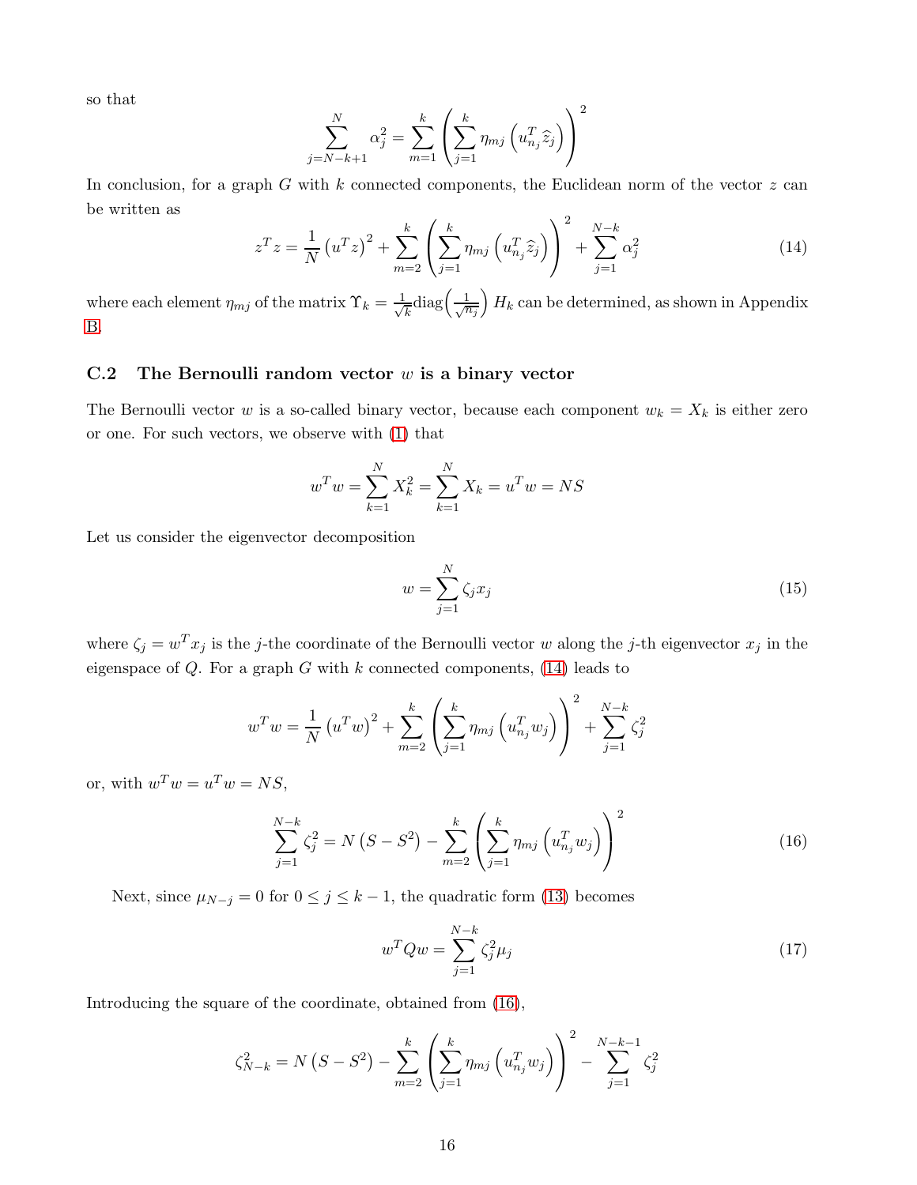so that

$$\sum_{j=N-k+1}^{N} \alpha_j^2 = \sum_{m=1}^{k} \left( \sum_{j=1}^{k} \eta_{mj} \left( u_{n_j}^T \widehat{z}_j \right) \right)^2$$

In conclusion, for a graph $G$ with $k$ connected components, the Euclidean norm of the vector $z$ can be written as

$$z^T z = \frac{1}{N} \left( u^T z \right)^2 + \sum_{m=2}^{k} \left( \sum_{j=1}^{k} \eta_{mj} \left( u_{n_j}^T \widehat{z}_j \right) \right)^2 + \sum_{j=1}^{N-k} \alpha_j^2 \tag{14}$$

where each element $\eta_{mj}$ of the matrix $\Upsilon_k = \frac{1}{\sqrt{k}} \text{diag}\left( \frac{1}{\sqrt{n_j}} \right) H_k$ can be determined, as shown in Appendix B.

### C.2 The Bernoulli random vector $w$ is a binary vector

The Bernoulli vector $w$ is a so-called binary vector, because each component $w_k = X_k$ is either zero or one. For such vectors, we observe with (1) that

$$w^T w = \sum_{k=1}^{N} X_k^2 = \sum_{k=1}^{N} X_k = u^T w = NS$$

Let us consider the eigenvector decomposition

$$w = \sum_{j=1}^{N} \zeta_j x_j \tag{15}$$

where $\zeta_j = w^T x_j$ is the $j$-the coordinate of the Bernoulli vector $w$ along the $j$-th eigenvector $x_j$ in the eigenspace of $Q$. For a graph $G$ with $k$ connected components, (14) leads to

$$w^T w = \frac{1}{N} \left( u^T w \right)^2 + \sum_{m=2}^{k} \left( \sum_{j=1}^{k} \eta_{mj} \left( u_{n_j}^T w_j \right) \right)^2 + \sum_{j=1}^{N-k} \zeta_j^2$$

or, with $w^T w = u^T w = NS$,

$$\sum_{j=1}^{N-k} \zeta_j^2 = N \left( S - S^2 \right) - \sum_{m=2}^{k} \left( \sum_{j=1}^{k} \eta_{mj} \left( u_{n_j}^T w_j \right) \right)^2 \tag{16}$$

Next, since $\mu_{N-j} = 0$ for $0 \leq j \leq k-1$, the quadratic form (13) becomes

$$w^T Q w = \sum_{j=1}^{N-k} \zeta_j^2 \mu_j \tag{17}$$

Introducing the square of the coordinate, obtained from (16),

$$\zeta_{N-k}^2 = N \left( S - S^2 \right) - \sum_{m=2}^{k} \left( \sum_{j=1}^{k} \eta_{mj} \left( u_{n_j}^T w_j \right) \right)^2 - \sum_{j=1}^{N-k-1} \zeta_j^2$$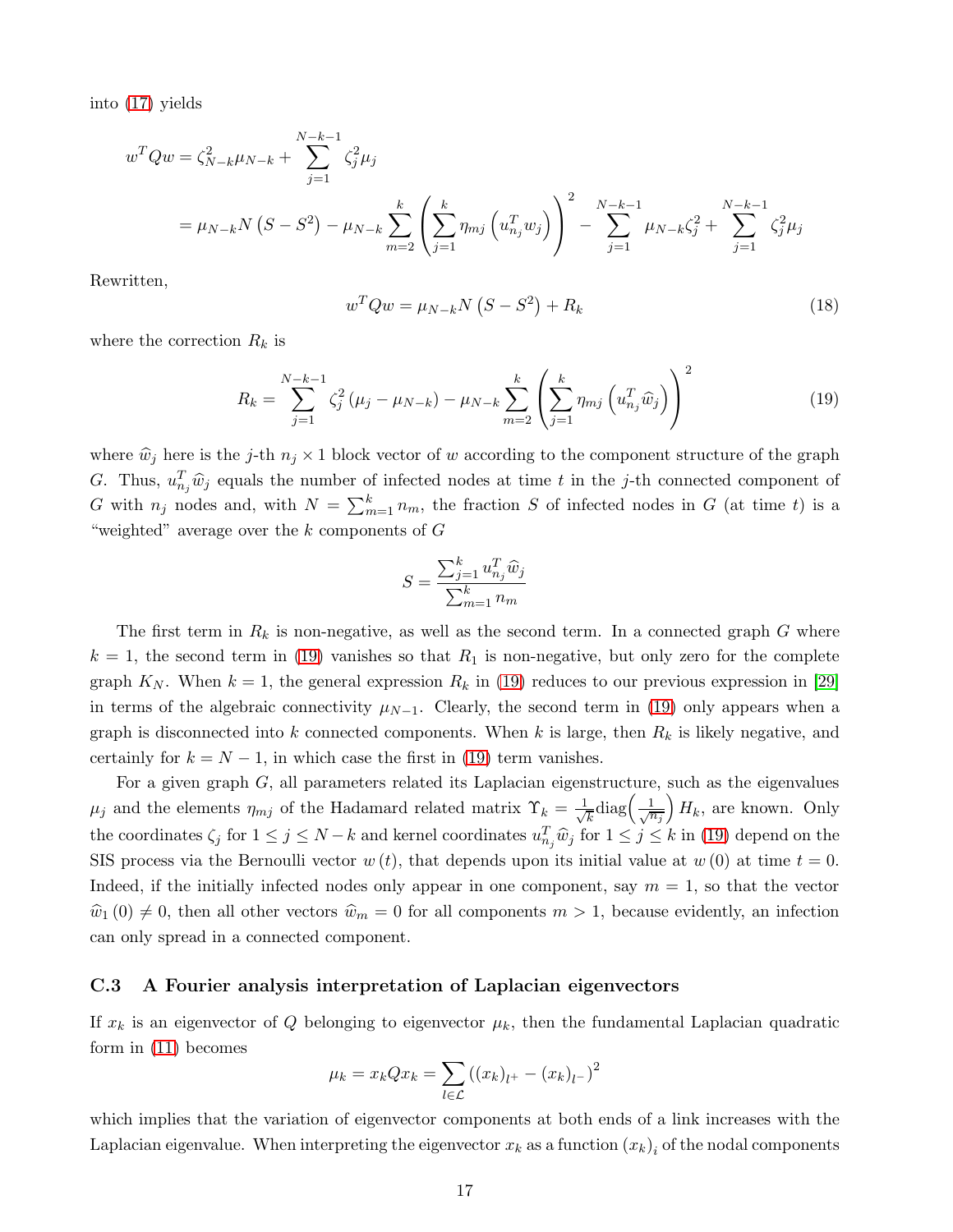into (17) yields

$$
\begin{aligned}
w^T Q w &= \zeta_{N-k}^2 \mu_{N-k} + \sum_{j=1}^{N-k-1} \zeta_j^2 \mu_j \\
&= \mu_{N-k} N \left(S - S^2\right) - \mu_{N-k} \sum_{m=2}^{k} \left( \sum_{j=1}^{k} \eta_{mj} \left(u_{n_j}^T w_j\right) \right)^2 - \sum_{j=1}^{N-k-1} \mu_{N-k} \zeta_j^2 + \sum_{j=1}^{N-k-1} \zeta_j^2 \mu_j
\end{aligned}
$$

Rewritten,

$$
w^T Q w = \mu_{N-k} N \left(S - S^2\right) + R_k \tag{18}
$$

where the correction $R_k$ is

$$
R_k = \sum_{j=1}^{N-k-1} \zeta_j^2 \left(\mu_j - \mu_{N-k}\right) - \mu_{N-k} \sum_{m=2}^{k} \left( \sum_{j=1}^{k} \eta_{mj} \left(u_{n_j}^T \widehat{w}_j\right) \right)^2 \tag{19}
$$

where $\widehat{w}_j$ here is the $j$-th $n_j \times 1$ block vector of $w$ according to the component structure of the graph $G$. Thus, $u_{n_j}^T \widehat{w}_j$ equals the number of infected nodes at time $t$ in the $j$-th connected component of $G$ with $n_j$ nodes and, with $N = \sum_{m=1}^{k} n_m$, the fraction $S$ of infected nodes in $G$ (at time $t$) is a "weighted" average over the $k$ components of $G$

$$
S = \frac{\sum_{j=1}^{k} u_{n_j}^T \widehat{w}_j}{\sum_{m=1}^{k} n_m}
$$

The first term in $R_k$ is non-negative, as well as the second term. In a connected graph $G$ where $k = 1$, the second term in (19) vanishes so that $R_1$ is non-negative, but only zero for the complete graph $K_N$. When $k = 1$, the general expression $R_k$ in (19) reduces to our previous expression in [29] in terms of the algebraic connectivity $\mu_{N-1}$. Clearly, the second term in (19) only appears when a graph is disconnected into $k$ connected components. When $k$ is large, then $R_k$ is likely negative, and certainly for $k = N - 1$, in which case the first in (19) term vanishes.

For a given graph $G$, all parameters related its Laplacian eigenstructure, such as the eigenvalues $\mu_j$ and the elements $\eta_{mj}$ of the Hadamard related matrix $\Upsilon_k = \frac{1}{\sqrt{k}} \text{diag}\left(\frac{1}{\sqrt{n_j}}\right) H_k$, are known. Only the coordinates $\zeta_j$ for $1 \leq j \leq N - k$ and kernel coordinates $u_{n_j}^T \widehat{w}_j$ for $1 \leq j \leq k$ in (19) depend on the SIS process via the Bernoulli vector $w(t)$, that depends upon its initial value at $w(0)$ at time $t = 0$. Indeed, if the initially infected nodes only appear in one component, say $m = 1$, so that the vector $\widehat{w}_1(0) \neq 0$, then all other vectors $\widehat{w}_m = 0$ for all components $m > 1$, because evidently, an infection can only spread in a connected component.

### C.3 A Fourier analysis interpretation of Laplacian eigenvectors

If $x_k$ is an eigenvector of $Q$ belonging to eigenvector $\mu_k$, then the fundamental Laplacian quadratic form in (11) becomes

$$
\mu_k = x_k Q x_k = \sum_{l \in \mathcal{L}} \left( (x_k)_{l^+} - (x_k)_{l^-} \right)^2
$$

which implies that the variation of eigenvector components at both ends of a link increases with the Laplacian eigenvalue. When interpreting the eigenvector $x_k$ as a function $(x_k)_i$ of the nodal components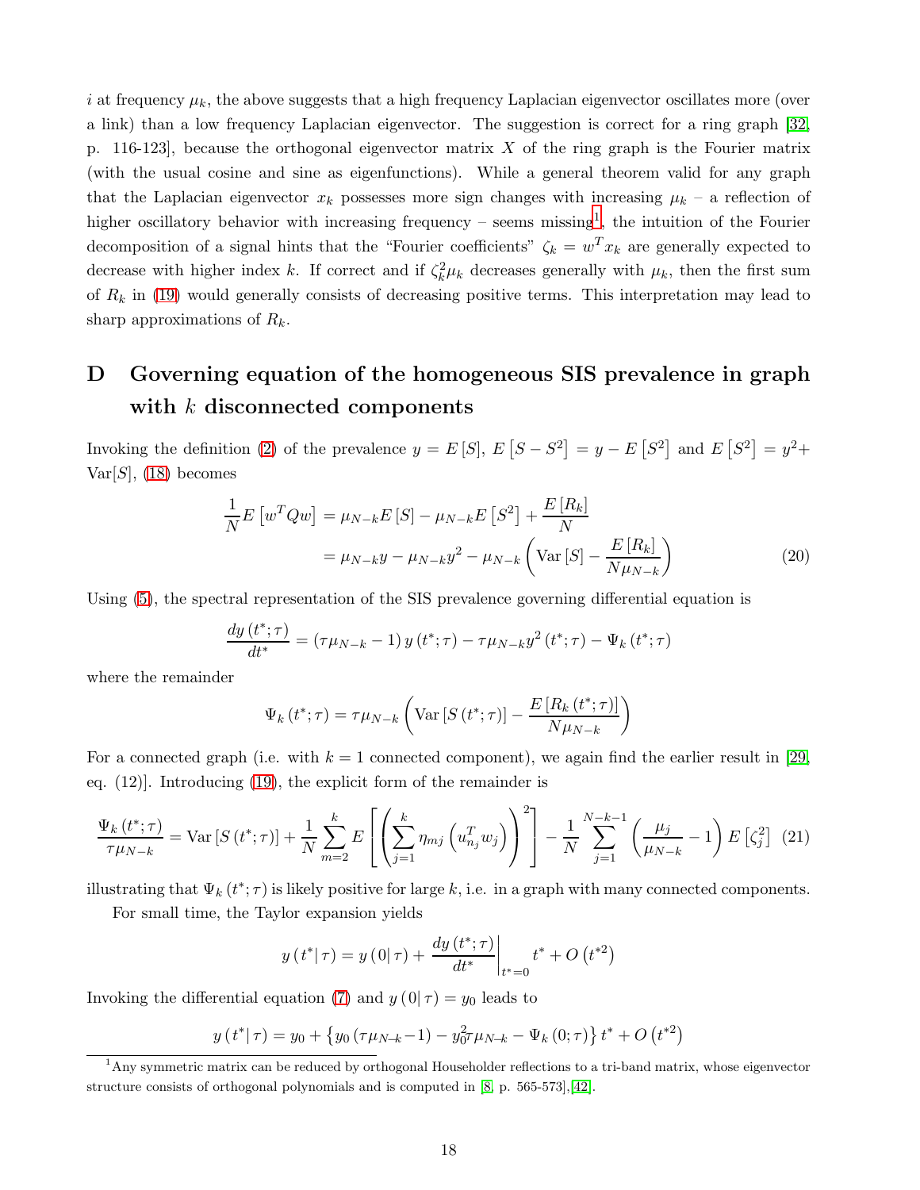$i$ at frequency $\mu_k$, the above suggests that a high frequency Laplacian eigenvector oscillates more (over a link) than a low frequency Laplacian eigenvector. The suggestion is correct for a ring graph [32, p. 116-123], because the orthogonal eigenvector matrix $X$ of the ring graph is the Fourier matrix (with the usual cosine and sine as eigenfunctions). While a general theorem valid for any graph that the Laplacian eigenvector $x_k$ possesses more sign changes with increasing $\mu_k$ – a reflection of higher oscillatory behavior with increasing frequency – seems missing[1], the intuition of the Fourier decomposition of a signal hints that the "Fourier coefficients" $\zeta_k = w^T x_k$ are generally expected to decrease with higher index $k$. If correct and if $\zeta_k^2 \mu_k$ decreases generally with $\mu_k$, then the first sum of $R_k$ in (19) would generally consists of decreasing positive terms. This interpretation may lead to sharp approximations of $R_k$.

# D Governing equation of the homogeneous SIS prevalence in graph with $k$ disconnected components

Invoking the definition (2) of the prevalence $y = E[S]$, $E[S - S^2] = y - E[S^2]$ and $E[S^2] = y^2 + \text{Var}[S]$, (18) becomes

$$
\begin{aligned}
\frac{1}{N} E\left[w^T Q w\right] &= \mu_{N-k} E[S] - \mu_{N-k} E\left[S^2\right] + \frac{E[R_k]}{N} \\
&= \mu_{N-k} y - \mu_{N-k} y^2 - \mu_{N-k}\left(\text{Var}[S] - \frac{E[R_k]}{N\mu_{N-k}}\right)
\end{aligned}
\tag{20}
$$

Using (5), the spectral representation of the SIS prevalence governing differential equation is

$$
\frac{dy(t^*;\tau)}{dt^*} = (\tau\mu_{N-k} - 1)\, y(t^*;\tau) - \tau\mu_{N-k} y^2(t^*;\tau) - \Psi_k(t^*;\tau)
$$

where the remainder

$$
\Psi_k(t^*;\tau) = \tau\mu_{N-k}\left(\text{Var}[S(t^*;\tau)] - \frac{E[R_k(t^*;\tau)]}{N\mu_{N-k}}\right)
$$

For a connected graph (i.e. with $k = 1$ connected component), we again find the earlier result in [29, eq. (12)]. Introducing (19), the explicit form of the remainder is

$$
\frac{\Psi_k(t^*;\tau)}{\tau\mu_{N-k}} = \text{Var}[S(t^*;\tau)] + \frac{1}{N}\sum_{m=2}^{k} E\left[\left(\sum_{j=1}^{k}\eta_{mj}\left(u_{n_j}^T w_j\right)\right)^2\right] - \frac{1}{N}\sum_{j=1}^{N-k-1}\left(\frac{\mu_j}{\mu_{N-k}} - 1\right) E\left[\zeta_j^2\right] \tag{21}
$$

illustrating that $\Psi_k(t^*;\tau)$ is likely positive for large $k$, i.e. in a graph with many connected components.

For small time, the Taylor expansion yields

$$
y(t^*|\,\tau) = y(0|\,\tau) + \left.\frac{dy(t^*;\tau)}{dt^*}\right|_{t^*=0} t^* + O\left(t^{*2}\right)
$$

Invoking the differential equation (7) and $y(0|\,\tau) = y_0$ leads to

$$
y(t^*|\,\tau) = y_0 + \left\{y_0(\tau\mu_{N-k} - 1) - y_0^2\tau\mu_{N-k} - \Psi_k(0;\tau)\right\} t^* + O\left(t^{*2}\right)
$$

[1] Any symmetric matrix can be reduced by orthogonal Householder reflections to a tri-band matrix, whose eigenvector structure consists of orthogonal polynomials and is computed in [8, p. 565-573],[42].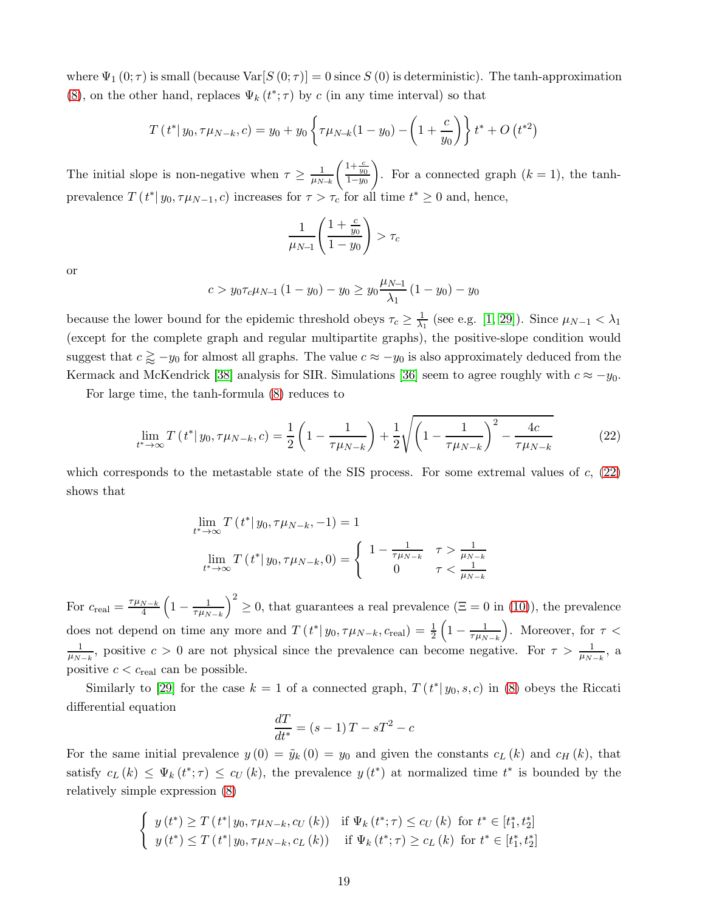where $\Psi_1(0;\tau)$ is small (because $\text{Var}[S(0;\tau)] = 0$ since $S(0)$ is deterministic). The tanh-approximation (8), on the other hand, replaces $\Psi_k(t^*;\tau)$ by $c$ (in any time interval) so that

$$T(t^*|\, y_0, \tau\mu_{N-k}, c) = y_0 + y_0\left\{\tau\mu_{N-k}(1-y_0) - \left(1+\frac{c}{y_0}\right)\right\}t^* + O\left(t^{*2}\right)$$

The initial slope is non-negative when $\tau \geq \frac{1}{\mu_{N-k}}\left(\frac{1+\frac{c}{y_0}}{1-y_0}\right)$. For a connected graph ($k=1$), the tanh-prevalence $T(t^*|\, y_0, \tau\mu_{N-1}, c)$ increases for $\tau > \tau_c$ for all time $t^* \geq 0$ and, hence,

$$\frac{1}{\mu_{N-1}}\left(\frac{1+\frac{c}{y_0}}{1-y_0}\right) > \tau_c$$

or

$$c > y_0\tau_c\mu_{N-1}(1-y_0) - y_0 \geq y_0\frac{\mu_{N-1}}{\lambda_1}(1-y_0) - y_0$$

because the lower bound for the epidemic threshold obeys $\tau_c \geq \frac{1}{\lambda_1}$ (see e.g. [1, 29]). Since $\mu_{N-1} < \lambda_1$ (except for the complete graph and regular multipartite graphs), the positive-slope condition would suggest that $c \gtrapprox -y_0$ for almost all graphs. The value $c \approx -y_0$ is also approximately deduced from the Kermack and McKendrick [38] analysis for SIR. Simulations [36] seem to agree roughly with $c \approx -y_0$.

For large time, the tanh-formula (8) reduces to

$$\lim_{t^*\to\infty} T(t^*|\, y_0, \tau\mu_{N-k}, c) = \frac{1}{2}\left(1-\frac{1}{\tau\mu_{N-k}}\right) + \frac{1}{2}\sqrt{\left(1-\frac{1}{\tau\mu_{N-k}}\right)^2 - \frac{4c}{\tau\mu_{N-k}}} \tag{22}$$

which corresponds to the metastable state of the SIS process. For some extremal values of $c$, (22) shows that

$$\lim_{t^*\to\infty} T(t^*|\, y_0, \tau\mu_{N-k}, -1) = 1$$

$$\lim_{t^*\to\infty} T(t^*|\, y_0, \tau\mu_{N-k}, 0) = \begin{cases} 1-\frac{1}{\tau\mu_{N-k}} & \tau > \frac{1}{\mu_{N-k}} \\ 0 & \tau < \frac{1}{\mu_{N-k}} \end{cases}$$

For $c_{\text{real}} = \frac{\tau\mu_{N-k}}{4}\left(1-\frac{1}{\tau\mu_{N-k}}\right)^2 \geq 0$, that guarantees a real prevalence ($\Xi = 0$ in (10)), the prevalence does not depend on time any more and $T(t^*|\, y_0, \tau\mu_{N-k}, c_{\text{real}}) = \frac{1}{2}\left(1-\frac{1}{\tau\mu_{N-k}}\right)$. Moreover, for $\tau < \frac{1}{\mu_{N-k}}$, positive $c > 0$ are not physical since the prevalence can become negative. For $\tau > \frac{1}{\mu_{N-k}}$, a positive $c < c_{\text{real}}$ can be possible.

Similarly to [29] for the case $k=1$ of a connected graph, $T(t^*|\, y_0, s, c)$ in (8) obeys the Riccati differential equation

$$\frac{dT}{dt^*} = (s-1)\,T - sT^2 - c$$

For the same initial prevalence $y(0) = \tilde{y}_k(0) = y_0$ and given the constants $c_L(k)$ and $c_H(k)$, that satisfy $c_L(k) \leq \Psi_k(t^*;\tau) \leq c_U(k)$, the prevalence $y(t^*)$ at normalized time $t^*$ is bounded by the relatively simple expression (8)

$$\begin{cases} y(t^*) \geq T(t^*|\, y_0, \tau\mu_{N-k}, c_U(k)) & \text{if } \Psi_k(t^*;\tau) \leq c_U(k) \text{ for } t^* \in [t_1^*, t_2^*] \\ y(t^*) \leq T(t^*|\, y_0, \tau\mu_{N-k}, c_L(k)) & \text{if } \Psi_k(t^*;\tau) \geq c_L(k) \text{ for } t^* \in [t_1^*, t_2^*] \end{cases}$$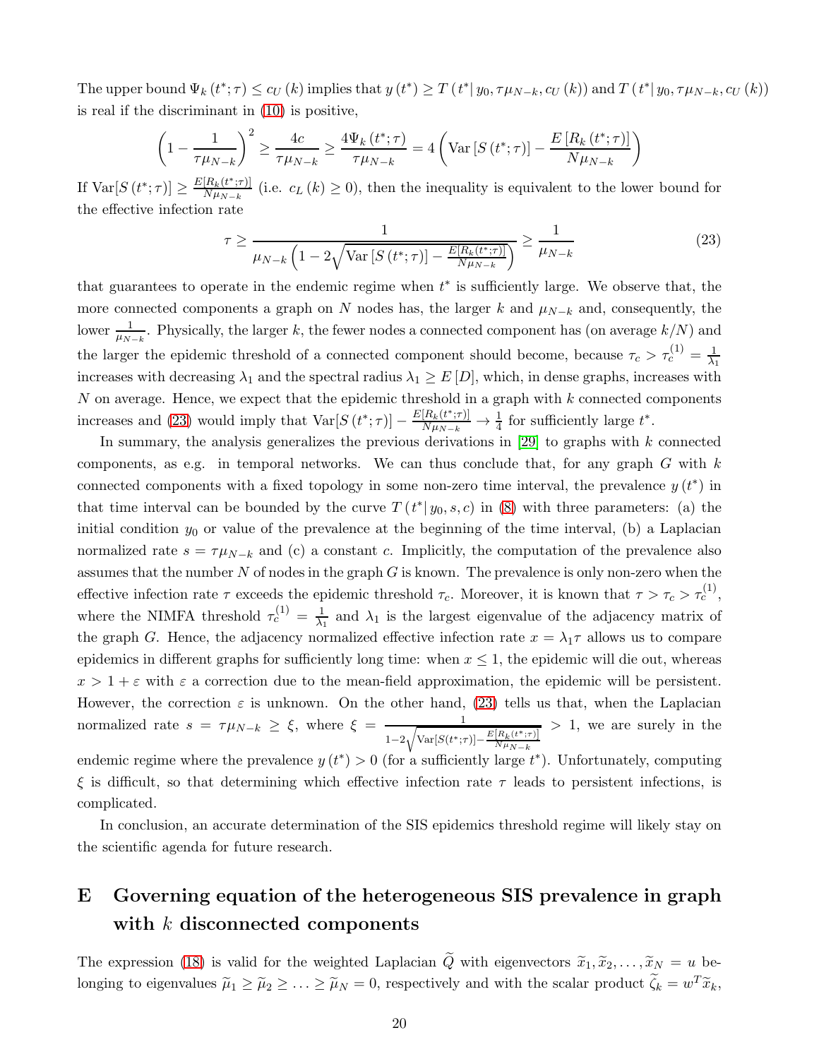The upper bound $\Psi_k(t^*;\tau) \le c_U(k)$ implies that $y(t^*) \ge T(t^*|\, y_0, \tau\mu_{N-k}, c_U(k))$ and $T(t^*|\, y_0, \tau\mu_{N-k}, c_U(k))$ is real if the discriminant in (10) is positive,

$$\left(1-\frac{1}{\tau\mu_{N-k}}\right)^2 \ge \frac{4c}{\tau\mu_{N-k}} \ge \frac{4\Psi_k(t^*;\tau)}{\tau\mu_{N-k}} = 4\left(\text{Var}\left[S(t^*;\tau)\right] - \frac{E\left[R_k(t^*;\tau)\right]}{N\mu_{N-k}}\right)$$

If $\text{Var}[S(t^*;\tau)] \ge \frac{E[R_k(t^*;\tau)]}{N\mu_{N-k}}$ (i.e. $c_L(k) \ge 0$), then the inequality is equivalent to the lower bound for the effective infection rate

$$\tau \ge \frac{1}{\mu_{N-k}\left(1-2\sqrt{\text{Var}\left[S(t^*;\tau)\right]-\frac{E[R_k(t^*;\tau)]}{N\mu_{N-k}}}\right)} \ge \frac{1}{\mu_{N-k}} \tag{23}$$

that guarantees to operate in the endemic regime when $t^*$ is sufficiently large. We observe that, the more connected components a graph on $N$ nodes has, the larger $k$ and $\mu_{N-k}$ and, consequently, the lower $\frac{1}{\mu_{N-k}}$. Physically, the larger $k$, the fewer nodes a connected component has (on average $k/N$) and the larger the epidemic threshold of a connected component should become, because $\tau_c > \tau_c^{(1)} = \frac{1}{\lambda_1}$ increases with decreasing $\lambda_1$ and the spectral radius $\lambda_1 \ge E[D]$, which, in dense graphs, increases with $N$ on average. Hence, we expect that the epidemic threshold in a graph with $k$ connected components increases and (23) would imply that $\text{Var}[S(t^*;\tau)] - \frac{E[R_k(t^*;\tau)]}{N\mu_{N-k}} \to \frac{1}{4}$ for sufficiently large $t^*$.

In summary, the analysis generalizes the previous derivations in [29] to graphs with $k$ connected components, as e.g. in temporal networks. We can thus conclude that, for any graph $G$ with $k$ connected components with a fixed topology in some non-zero time interval, the prevalence $y(t^*)$ in that time interval can be bounded by the curve $T(t^*|\, y_0, s, c)$ in (8) with three parameters: (a) the initial condition $y_0$ or value of the prevalence at the beginning of the time interval, (b) a Laplacian normalized rate $s = \tau\mu_{N-k}$ and (c) a constant $c$. Implicitly, the computation of the prevalence also assumes that the number $N$ of nodes in the graph $G$ is known. The prevalence is only non-zero when the effective infection rate $\tau$ exceeds the epidemic threshold $\tau_c$. Moreover, it is known that $\tau > \tau_c > \tau_c^{(1)}$, where the NIMFA threshold $\tau_c^{(1)} = \frac{1}{\lambda_1}$ and $\lambda_1$ is the largest eigenvalue of the adjacency matrix of the graph $G$. Hence, the adjacency normalized effective infection rate $x = \lambda_1\tau$ allows us to compare epidemics in different graphs for sufficiently long time: when $x \le 1$, the epidemic will die out, whereas $x > 1+\varepsilon$ with $\varepsilon$ a correction due to the mean-field approximation, the epidemic will be persistent. However, the correction $\varepsilon$ is unknown. On the other hand, (23) tells us that, when the Laplacian normalized rate $s = \tau\mu_{N-k} \ge \xi$, where $\xi = \frac{1}{1-2\sqrt{\text{Var}[S(t^*;\tau)]-\frac{E[R_k(t^*;\tau)]}{N\mu_{N-k}}}} > 1$, we are surely in the endemic regime where the prevalence $y(t^*) > 0$ (for a sufficiently large $t^*$). Unfortunately, computing $\xi$ is difficult, so that determining which effective infection rate $\tau$ leads to persistent infections, is complicated.

In conclusion, an accurate determination of the SIS epidemics threshold regime will likely stay on the scientific agenda for future research.

# E Governing equation of the heterogeneous SIS prevalence in graph with $k$ disconnected components

The expression (18) is valid for the weighted Laplacian $\widetilde{Q}$ with eigenvectors $\widetilde{x}_1, \widetilde{x}_2, \ldots, \widetilde{x}_N = u$ belonging to eigenvalues $\widetilde{\mu}_1 \ge \widetilde{\mu}_2 \ge \ldots \ge \widetilde{\mu}_N = 0$, respectively and with the scalar product $\widetilde{\zeta}_k = w^T\widetilde{x}_k$,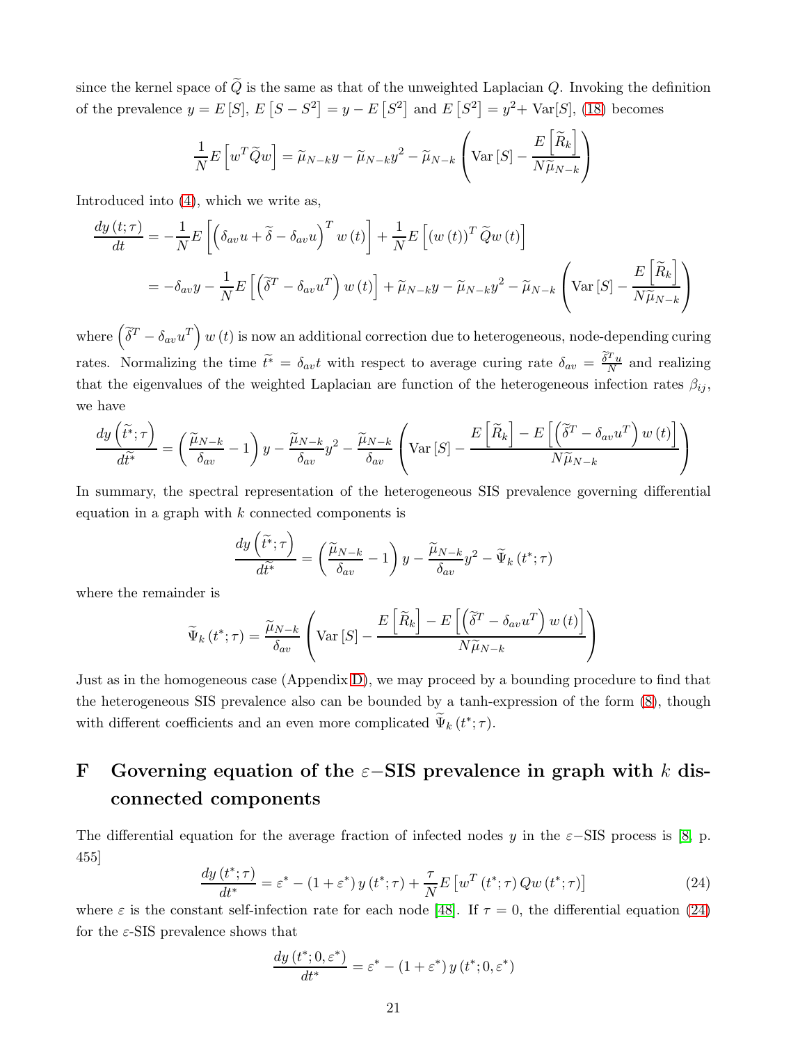since the kernel space of $\widetilde{Q}$ is the same as that of the unweighted Laplacian $Q$. Invoking the definition of the prevalence $y = E[S]$, $E[S - S^2] = y - E[S^2]$ and $E[S^2] = y^2 +$ Var$[S]$, (18) becomes

$$\frac{1}{N} E\left[w^T \widetilde{Q} w\right] = \widetilde{\mu}_{N-k} y - \widetilde{\mu}_{N-k} y^2 - \widetilde{\mu}_{N-k} \left( \text{Var}[S] - \frac{E\left[\widetilde{R}_k\right]}{N \widetilde{\mu}_{N-k}} \right)$$

Introduced into (4), which we write as,

$$\begin{aligned}
\frac{dy(t;\tau)}{dt} &= -\frac{1}{N} E\left[ \left( \delta_{av} u + \widetilde{\delta} - \delta_{av} u \right)^T w(t) \right] + \frac{1}{N} E\left[ (w(t))^T \widetilde{Q} w(t) \right] \\
&= -\delta_{av} y - \frac{1}{N} E\left[ \left( \widetilde{\delta}^T - \delta_{av} u^T \right) w(t) \right] + \widetilde{\mu}_{N-k} y - \widetilde{\mu}_{N-k} y^2 - \widetilde{\mu}_{N-k} \left( \text{Var}[S] - \frac{E\left[\widetilde{R}_k\right]}{N \widetilde{\mu}_{N-k}} \right)
\end{aligned}$$

where $\left( \widetilde{\delta}^T - \delta_{av} u^T \right) w(t)$ is now an additional correction due to heterogeneous, node-depending curing rates. Normalizing the time $\widetilde{t^*} = \delta_{av} t$ with respect to average curing rate $\delta_{av} = \frac{\widetilde{\delta}^T u}{N}$ and realizing that the eigenvalues of the weighted Laplacian are function of the heterogeneous infection rates $\beta_{ij}$, we have

$$\frac{dy\left(\widetilde{t^*};\tau\right)}{d\widetilde{t^*}} = \left( \frac{\widetilde{\mu}_{N-k}}{\delta_{av}} - 1 \right) y - \frac{\widetilde{\mu}_{N-k}}{\delta_{av}} y^2 - \frac{\widetilde{\mu}_{N-k}}{\delta_{av}} \left( \text{Var}[S] - \frac{E\left[\widetilde{R}_k\right] - E\left[ \left( \widetilde{\delta}^T - \delta_{av} u^T \right) w(t) \right]}{N \widetilde{\mu}_{N-k}} \right)$$

In summary, the spectral representation of the heterogeneous SIS prevalence governing differential equation in a graph with $k$ connected components is

$$\frac{dy\left(\widetilde{t^*};\tau\right)}{d\widetilde{t^*}} = \left( \frac{\widetilde{\mu}_{N-k}}{\delta_{av}} - 1 \right) y - \frac{\widetilde{\mu}_{N-k}}{\delta_{av}} y^2 - \widetilde{\Psi}_k(t^*;\tau)$$

where the remainder is

$$\widetilde{\Psi}_k(t^*;\tau) = \frac{\widetilde{\mu}_{N-k}}{\delta_{av}} \left( \text{Var}[S] - \frac{E\left[\widetilde{R}_k\right] - E\left[ \left( \widetilde{\delta}^T - \delta_{av} u^T \right) w(t) \right]}{N \widetilde{\mu}_{N-k}} \right)$$

Just as in the homogeneous case (Appendix D), we may proceed by a bounding procedure to find that the heterogeneous SIS prevalence also can be bounded by a tanh-expression of the form (8), though with different coefficients and an even more complicated $\widetilde{\Psi}_k(t^*;\tau)$.

# F Governing equation of the $\varepsilon-$SIS prevalence in graph with $k$ disconnected components

The differential equation for the average fraction of infected nodes $y$ in the $\varepsilon-$SIS process is [8, p. 455]

$$\frac{dy(t^*;\tau)}{dt^*} = \varepsilon^* - (1+\varepsilon^*) y(t^*;\tau) + \frac{\tau}{N} E\left[ w^T(t^*;\tau) Q w(t^*;\tau) \right] \tag{24}$$

where $\varepsilon$ is the constant self-infection rate for each node [48]. If $\tau = 0$, the differential equation (24) for the $\varepsilon$-SIS prevalence shows that

$$\frac{dy(t^*;0,\varepsilon^*)}{dt^*} = \varepsilon^* - (1+\varepsilon^*) y(t^*;0,\varepsilon^*)$$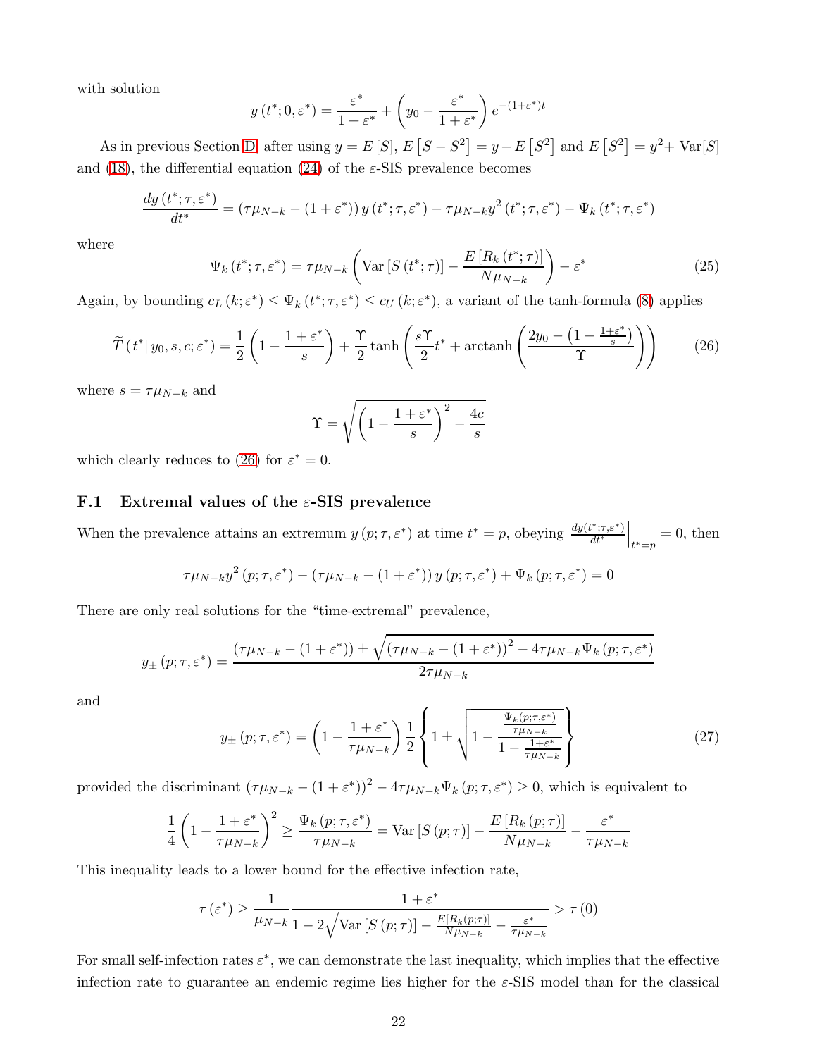with solution

$$y(t^*; 0, \varepsilon^*) = \frac{\varepsilon^*}{1+\varepsilon^*} + \left(y_0 - \frac{\varepsilon^*}{1+\varepsilon^*}\right) e^{-(1+\varepsilon^*)t}$$

As in previous Section D, after using $y = E[S]$, $E\left[S - S^2\right] = y - E\left[S^2\right]$ and $E\left[S^2\right] = y^2 +$ Var$[S]$ and (18), the differential equation (24) of the $\varepsilon$-SIS prevalence becomes

$$\frac{dy(t^*; \tau, \varepsilon^*)}{dt^*} = (\tau\mu_{N-k} - (1+\varepsilon^*))\, y(t^*; \tau, \varepsilon^*) - \tau\mu_{N-k} y^2(t^*; \tau, \varepsilon^*) - \Psi_k(t^*; \tau, \varepsilon^*)$$

where

$$\Psi_k(t^*; \tau, \varepsilon^*) = \tau\mu_{N-k}\left(\text{Var}\left[S(t^*; \tau)\right] - \frac{E\left[R_k(t^*; \tau)\right]}{N\mu_{N-k}}\right) - \varepsilon^* \tag{25}$$

Again, by bounding $c_L(k; \varepsilon^*) \leq \Psi_k(t^*; \tau, \varepsilon^*) \leq c_U(k; \varepsilon^*)$, a variant of the tanh-formula (8) applies

$$\widetilde{T}(t^* | \, y_0, s, c; \varepsilon^*) = \frac{1}{2}\left(1 - \frac{1+\varepsilon^*}{s}\right) + \frac{\Upsilon}{2}\tanh\left(\frac{s\Upsilon}{2}t^* + \text{arctanh}\left(\frac{2y_0 - \left(1 - \frac{1+\varepsilon^*}{s}\right)}{\Upsilon}\right)\right) \tag{26}$$

where $s = \tau\mu_{N-k}$ and

$$\Upsilon = \sqrt{\left(1 - \frac{1+\varepsilon^*}{s}\right)^2 - \frac{4c}{s}}$$

which clearly reduces to (26) for $\varepsilon^* = 0$.

## F.1 Extremal values of the $\varepsilon$-SIS prevalence

When the prevalence attains an extremum $y(p; \tau, \varepsilon^*)$ at time $t^* = p$, obeying $\left.\frac{dy(t^*;\tau,\varepsilon^*)}{dt^*}\right|_{t^*=p} = 0$, then

$$\tau\mu_{N-k} y^2(p; \tau, \varepsilon^*) - (\tau\mu_{N-k} - (1+\varepsilon^*))\, y(p; \tau, \varepsilon^*) + \Psi_k(p; \tau, \varepsilon^*) = 0$$

There are only real solutions for the "time-extremal" prevalence,

$$y_\pm(p; \tau, \varepsilon^*) = \frac{(\tau\mu_{N-k} - (1+\varepsilon^*)) \pm \sqrt{(\tau\mu_{N-k} - (1+\varepsilon^*))^2 - 4\tau\mu_{N-k}\Psi_k(p; \tau, \varepsilon^*)}}{2\tau\mu_{N-k}}$$

and

$$y_\pm(p; \tau, \varepsilon^*) = \left(1 - \frac{1+\varepsilon^*}{\tau\mu_{N-k}}\right)\frac{1}{2}\left\{1 \pm \sqrt{1 - \frac{\frac{\Psi_k(p;\tau,\varepsilon^*)}{\tau\mu_{N-k}}}{1 - \frac{1+\varepsilon^*}{\tau\mu_{N-k}}}}\right\} \tag{27}$$

provided the discriminant $(\tau\mu_{N-k} - (1+\varepsilon^*))^2 - 4\tau\mu_{N-k}\Psi_k(p; \tau, \varepsilon^*) \geq 0$, which is equivalent to

$$\frac{1}{4}\left(1 - \frac{1+\varepsilon^*}{\tau\mu_{N-k}}\right)^2 \geq \frac{\Psi_k(p; \tau, \varepsilon^*)}{\tau\mu_{N-k}} = \text{Var}\left[S(p; \tau)\right] - \frac{E\left[R_k(p; \tau)\right]}{N\mu_{N-k}} - \frac{\varepsilon^*}{\tau\mu_{N-k}}$$

This inequality leads to a lower bound for the effective infection rate,

$$\tau(\varepsilon^*) \geq \frac{1}{\mu_{N-k}}\frac{1+\varepsilon^*}{1 - 2\sqrt{\text{Var}\left[S(p; \tau)\right] - \frac{E[R_k(p;\tau)]}{N\mu_{N-k}} - \frac{\varepsilon^*}{\tau\mu_{N-k}}}} > \tau(0)$$

For small self-infection rates $\varepsilon^*$, we can demonstrate the last inequality, which implies that the effective infection rate to guarantee an endemic regime lies higher for the $\varepsilon$-SIS model than for the classical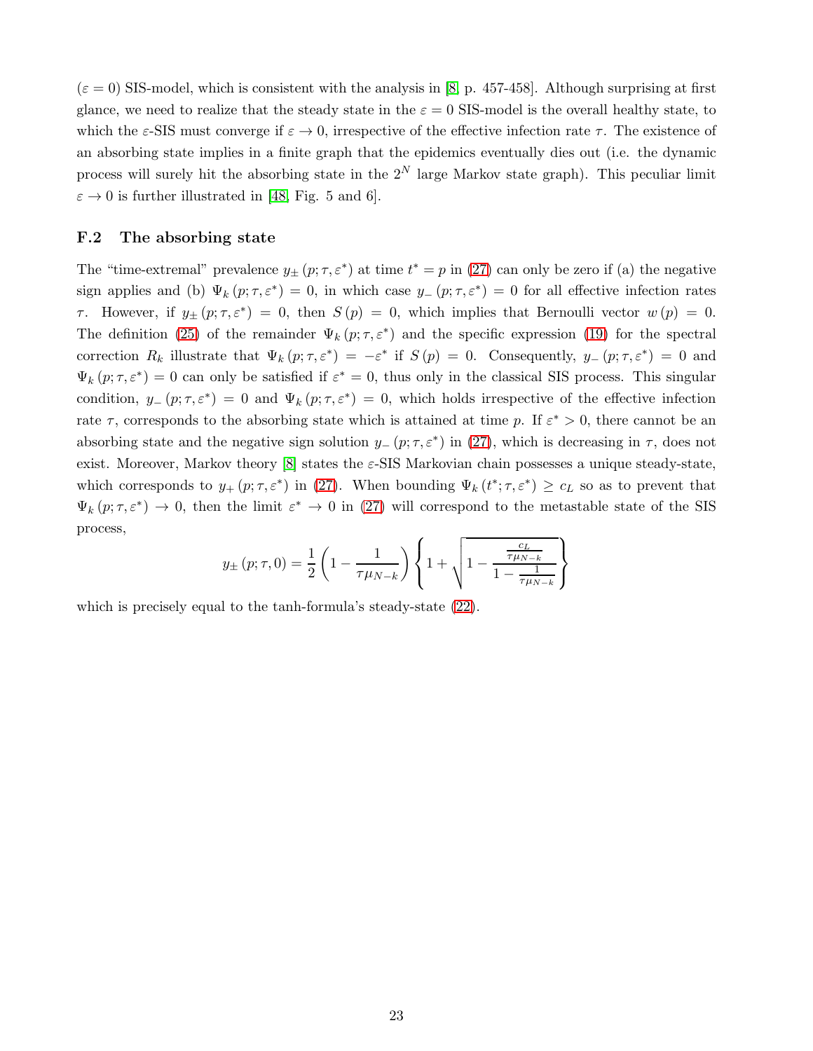($\varepsilon = 0$) SIS-model, which is consistent with the analysis in [8, p. 457-458]. Although surprising at first glance, we need to realize that the steady state in the $\varepsilon = 0$ SIS-model is the overall healthy state, to which the $\varepsilon$-SIS must converge if $\varepsilon \to 0$, irrespective of the effective infection rate $\tau$. The existence of an absorbing state implies in a finite graph that the epidemics eventually dies out (i.e. the dynamic process will surely hit the absorbing state in the $2^N$ large Markov state graph). This peculiar limit $\varepsilon \to 0$ is further illustrated in [48, Fig. 5 and 6].

### F.2 The absorbing state

The "time-extremal" prevalence $y_{\pm}(p; \tau, \varepsilon^*)$ at time $t^* = p$ in (27) can only be zero if (a) the negative sign applies and (b) $\Psi_k(p; \tau, \varepsilon^*) = 0$, in which case $y_-(p; \tau, \varepsilon^*) = 0$ for all effective infection rates $\tau$. However, if $y_{\pm}(p; \tau, \varepsilon^*) = 0$, then $S(p) = 0$, which implies that Bernoulli vector $w(p) = 0$. The definition (25) of the remainder $\Psi_k(p; \tau, \varepsilon^*)$ and the specific expression (19) for the spectral correction $R_k$ illustrate that $\Psi_k(p; \tau, \varepsilon^*) = -\varepsilon^*$ if $S(p) = 0$. Consequently, $y_-(p; \tau, \varepsilon^*) = 0$ and $\Psi_k(p; \tau, \varepsilon^*) = 0$ can only be satisfied if $\varepsilon^* = 0$, thus only in the classical SIS process. This singular condition, $y_-(p; \tau, \varepsilon^*) = 0$ and $\Psi_k(p; \tau, \varepsilon^*) = 0$, which holds irrespective of the effective infection rate $\tau$, corresponds to the absorbing state which is attained at time $p$. If $\varepsilon^* > 0$, there cannot be an absorbing state and the negative sign solution $y_-(p; \tau, \varepsilon^*)$ in (27), which is decreasing in $\tau$, does not exist. Moreover, Markov theory [8] states the $\varepsilon$-SIS Markovian chain possesses a unique steady-state, which corresponds to $y_+(p; \tau, \varepsilon^*)$ in (27). When bounding $\Psi_k(t^*; \tau, \varepsilon^*) \geq c_L$ so as to prevent that $\Psi_k(p; \tau, \varepsilon^*) \to 0$, then the limit $\varepsilon^* \to 0$ in (27) will correspond to the metastable state of the SIS process,

$$y_{\pm}(p; \tau, 0) = \frac{1}{2}\left(1 - \frac{1}{\tau \mu_{N-k}}\right)\left\{1 + \sqrt{1 - \frac{\frac{c_L}{\tau \mu_{N-k}}}{1 - \frac{1}{\tau \mu_{N-k}}}}\right\}$$

which is precisely equal to the tanh-formula's steady-state (22).